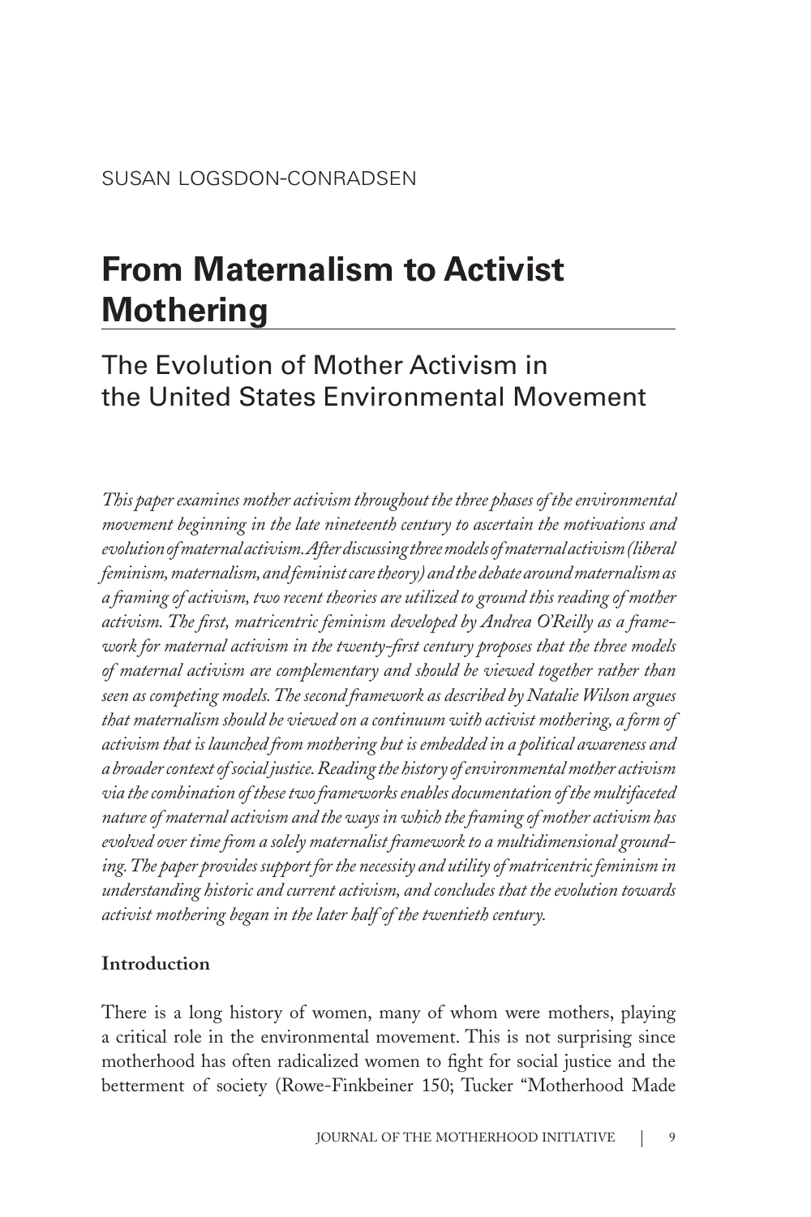SUSAN LOGSDON-CONRADSEN

# From Maternalism to Activist Mothering

## The Evolution of Mother Activism in the United States Environmental Movement

*This paper examines mother activism throughout the three phases of the environmental movement beginning in the late nineteenth century to ascertain the motivations and evolution of maternal activism. After discussing three models of maternal activism (liberal feminism, maternalism, and feminist care theory) and the debate around maternalism as a framing of activism, two recent theories are utilized to ground this reading of mother activism. The first, matricentric feminism developed by Andrea O'Reilly as a framework for maternal activism in the twenty-first century proposes that the three models of maternal activism are complementary and should be viewed together rather than seen as competing models. The second framework as described by Natalie Wilson argues that maternalism should be viewed on a continuum with activist mothering, a form of activism that is launched from mothering but is embedded in a political awareness and a broader context of social justice. Reading the history of environmental mother activism via the combination of these two frameworks enables documentation of the multifaceted nature of maternal activism and the ways in which the framing of mother activism has evolved over time from a solely maternalist framework to a multidimensional grounding. The paper provides support for the necessity and utility of matricentric feminism in understanding historic and current activism, and concludes that the evolution towards activist mothering began in the later half of the twentieth century.*

### Introduction

There is a long history of women, many of whom were mothers, playing a critical role in the environmental movement. This is not surprising since motherhood has often radicalized women to fight for social justice and the betterment of society (Rowe-Finkbeiner 150; Tucker "Motherhood Made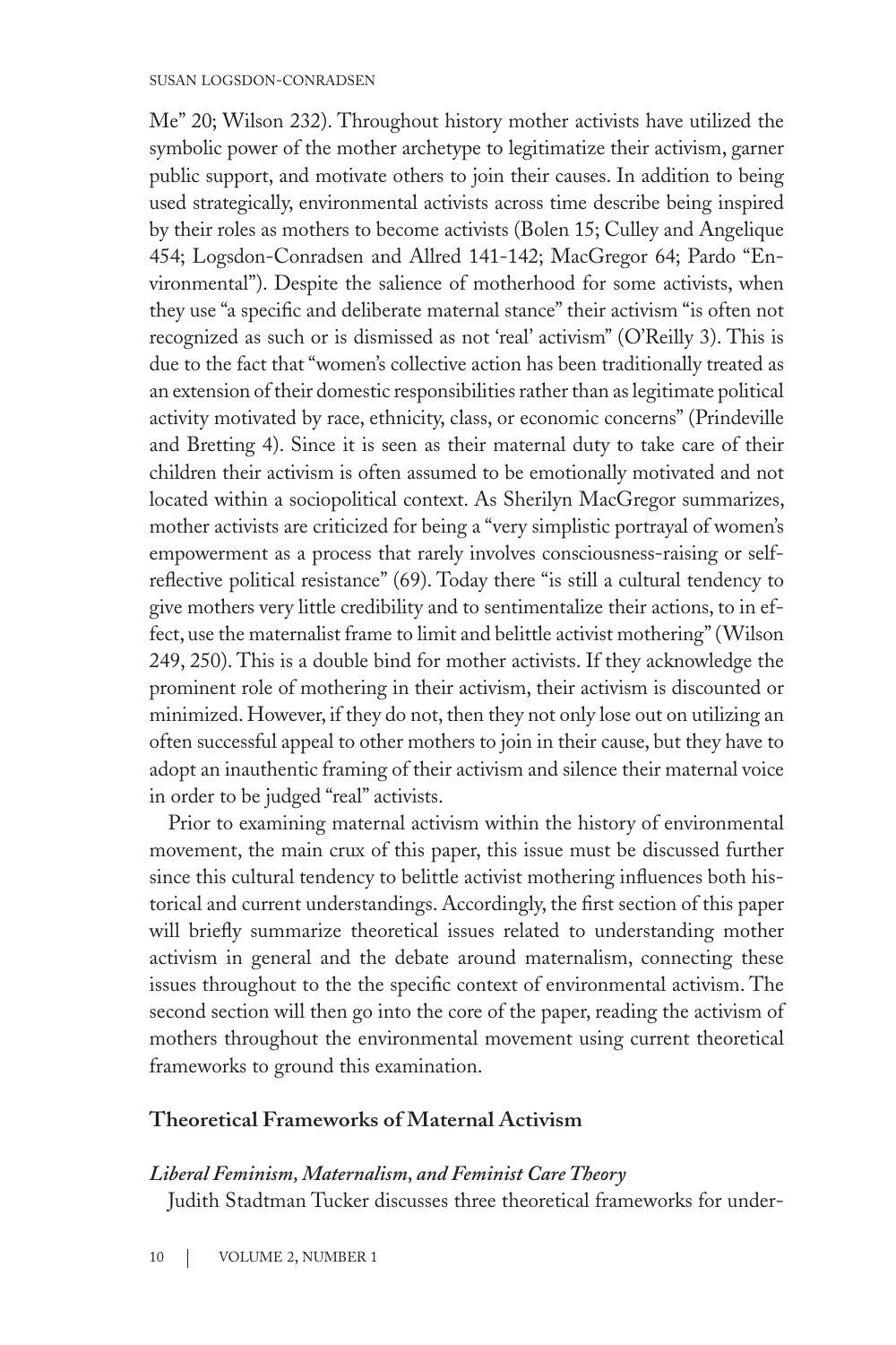Me" 20; Wilson 232). Throughout history mother activists have utilized the symbolic power of the mother archetype to legitimatize their activism, garner public support, and motivate others to join their causes. In addition to being used strategically, environmental activists across time describe being inspired by their roles as mothers to become activists (Bolen 15; Culley and Angelique 454; Logsdon-Conradsen and Allred 141-142; MacGregor 64; Pardo "Environmental"). Despite the salience of motherhood for some activists, when they use "a specific and deliberate maternal stance" their activism "is often not recognized as such or is dismissed as not 'real' activism" (O'Reilly 3). This is due to the fact that "women's collective action has been traditionally treated as an extension of their domestic responsibilities rather than as legitimate political activity motivated by race, ethnicity, class, or economic concerns" (Prindeville and Bretting 4). Since it is seen as their maternal duty to take care of their children their activism is often assumed to be emotionally motivated and not located within a sociopolitical context. As Sherilyn MacGregor summarizes, mother activists are criticized for being a "very simplistic portrayal of women's empowerment as a process that rarely involves consciousness-raising or self-reflective political resistance" (69). Today there "is still a cultural tendency to give mothers very little credibility and to sentimentalize their actions, to in effect, use the maternalist frame to limit and belittle activist mothering" (Wilson 249, 250). This is a double bind for mother activists. If they acknowledge the prominent role of mothering in their activism, their activism is discounted or minimized. However, if they do not, then they not only lose out on utilizing an often successful appeal to other mothers to join in their cause, but they have to adopt an inauthentic framing of their activism and silence their maternal voice in order to be judged "real" activists.

Prior to examining maternal activism within the history of environmental movement, the main crux of this paper, this issue must be discussed further since this cultural tendency to belittle activist mothering influences both historical and current understandings. Accordingly, the first section of this paper will briefly summarize theoretical issues related to understanding mother activism in general and the debate around maternalism, connecting these issues throughout to the the specific context of environmental activism. The second section will then go into the core of the paper, reading the activism of mothers throughout the environmental movement using current theoretical frameworks to ground this examination.

## Theoretical Frameworks of Maternal Activism

### *Liberal Feminism, Maternalism, and Feminist Care Theory*

Judith Stadtman Tucker discusses three theoretical frameworks for under-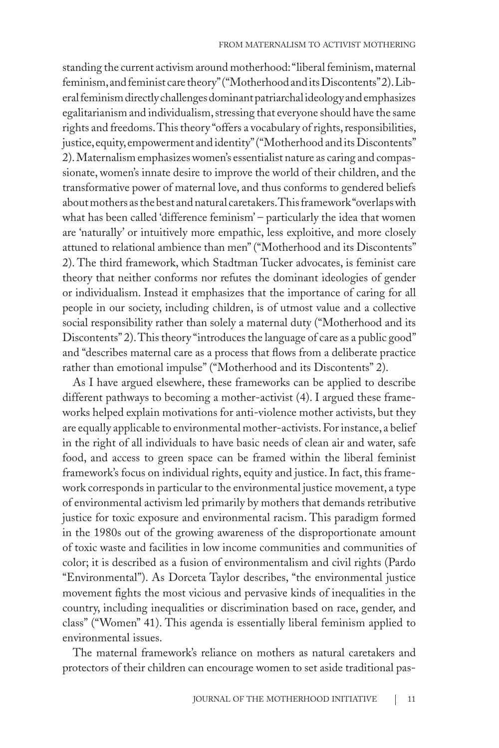standing the current activism around motherhood: "liberal feminism, maternal feminism, and feminist care theory" ("Motherhood and its Discontents" 2). Liberal feminism directly challenges dominant patriarchal ideology and emphasizes egalitarianism and individualism, stressing that everyone should have the same rights and freedoms. This theory "offers a vocabulary of rights, responsibilities, justice, equity, empowerment and identity" ("Motherhood and its Discontents" 2). Maternalism emphasizes women's essentialist nature as caring and compassionate, women's innate desire to improve the world of their children, and the transformative power of maternal love, and thus conforms to gendered beliefs about mothers as the best and natural caretakers. This framework "overlaps with what has been called 'difference feminism' – particularly the idea that women are 'naturally' or intuitively more empathic, less exploitive, and more closely attuned to relational ambience than men" ("Motherhood and its Discontents" 2). The third framework, which Stadtman Tucker advocates, is feminist care theory that neither conforms nor refutes the dominant ideologies of gender or individualism. Instead it emphasizes that the importance of caring for all people in our society, including children, is of utmost value and a collective social responsibility rather than solely a maternal duty ("Motherhood and its Discontents" 2). This theory "introduces the language of care as a public good" and "describes maternal care as a process that flows from a deliberate practice rather than emotional impulse" ("Motherhood and its Discontents" 2).

As I have argued elsewhere, these frameworks can be applied to describe different pathways to becoming a mother-activist (4). I argued these frameworks helped explain motivations for anti-violence mother activists, but they are equally applicable to environmental mother-activists. For instance, a belief in the right of all individuals to have basic needs of clean air and water, safe food, and access to green space can be framed within the liberal feminist framework's focus on individual rights, equity and justice. In fact, this framework corresponds in particular to the environmental justice movement, a type of environmental activism led primarily by mothers that demands retributive justice for toxic exposure and environmental racism. This paradigm formed in the 1980s out of the growing awareness of the disproportionate amount of toxic waste and facilities in low income communities and communities of color; it is described as a fusion of environmentalism and civil rights (Pardo "Environmental"). As Dorceta Taylor describes, "the environmental justice movement fights the most vicious and pervasive kinds of inequalities in the country, including inequalities or discrimination based on race, gender, and class" ("Women" 41). This agenda is essentially liberal feminism applied to environmental issues.

The maternal framework's reliance on mothers as natural caretakers and protectors of their children can encourage women to set aside traditional pas-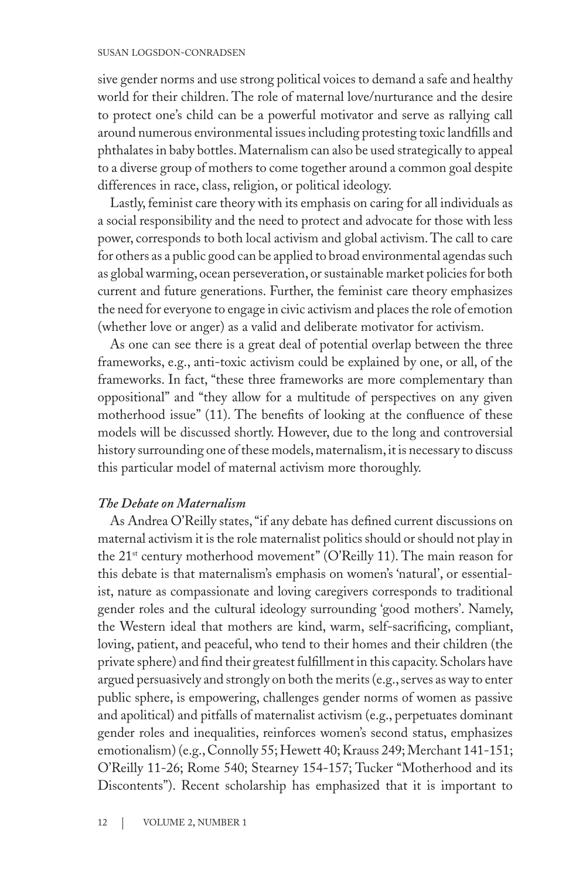sive gender norms and use strong political voices to demand a safe and healthy world for their children. The role of maternal love/nurturance and the desire to protect one's child can be a powerful motivator and serve as rallying call around numerous environmental issues including protesting toxic landfills and phthalates in baby bottles. Maternalism can also be used strategically to appeal to a diverse group of mothers to come together around a common goal despite differences in race, class, religion, or political ideology.

Lastly, feminist care theory with its emphasis on caring for all individuals as a social responsibility and the need to protect and advocate for those with less power, corresponds to both local activism and global activism. The call to care for others as a public good can be applied to broad environmental agendas such as global warming, ocean perseveration, or sustainable market policies for both current and future generations. Further, the feminist care theory emphasizes the need for everyone to engage in civic activism and places the role of emotion (whether love or anger) as a valid and deliberate motivator for activism.

As one can see there is a great deal of potential overlap between the three frameworks, e.g., anti-toxic activism could be explained by one, or all, of the frameworks. In fact, "these three frameworks are more complementary than oppositional" and "they allow for a multitude of perspectives on any given motherhood issue" (11). The benefits of looking at the confluence of these models will be discussed shortly. However, due to the long and controversial history surrounding one of these models, maternalism, it is necessary to discuss this particular model of maternal activism more thoroughly.

***The Debate on Maternalism***

As Andrea O'Reilly states, "if any debate has defined current discussions on maternal activism it is the role maternalist politics should or should not play in the 21st century motherhood movement" (O'Reilly 11). The main reason for this debate is that maternalism's emphasis on women's 'natural', or essentialist, nature as compassionate and loving caregivers corresponds to traditional gender roles and the cultural ideology surrounding 'good mothers'. Namely, the Western ideal that mothers are kind, warm, self-sacrificing, compliant, loving, patient, and peaceful, who tend to their homes and their children (the private sphere) and find their greatest fulfillment in this capacity. Scholars have argued persuasively and strongly on both the merits (e.g., serves as way to enter public sphere, is empowering, challenges gender norms of women as passive and apolitical) and pitfalls of maternalist activism (e.g., perpetuates dominant gender roles and inequalities, reinforces women's second status, emphasizes emotionalism) (e.g., Connolly 55; Hewett 40; Krauss 249; Merchant 141-151; O'Reilly 11-26; Rome 540; Stearney 154-157; Tucker "Motherhood and its Discontents"). Recent scholarship has emphasized that it is important to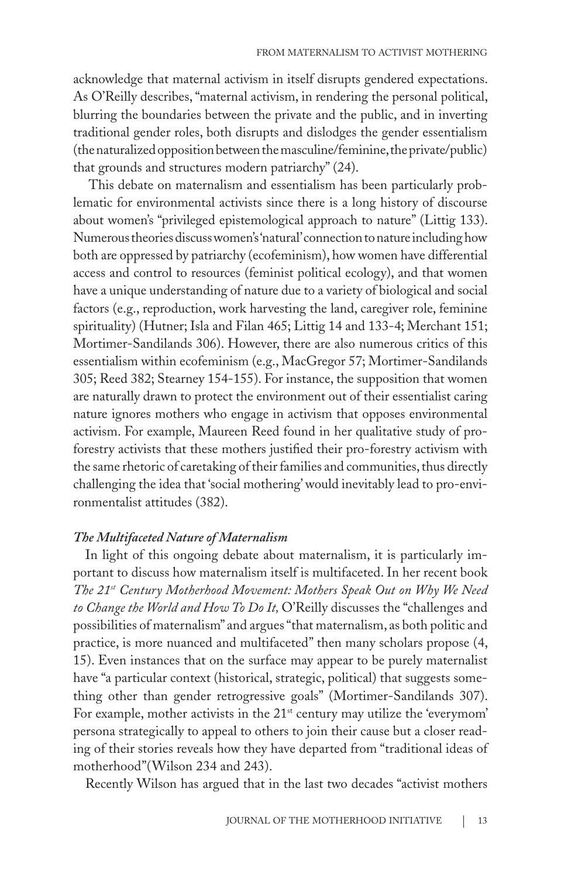acknowledge that maternal activism in itself disrupts gendered expectations. As O'Reilly describes, "maternal activism, in rendering the personal political, blurring the boundaries between the private and the public, and in inverting traditional gender roles, both disrupts and dislodges the gender essentialism (the naturalized opposition between the masculine/feminine, the private/public) that grounds and structures modern patriarchy" (24).

This debate on maternalism and essentialism has been particularly problematic for environmental activists since there is a long history of discourse about women's "privileged epistemological approach to nature" (Littig 133). Numerous theories discuss women's 'natural' connection to nature including how both are oppressed by patriarchy (ecofeminism), how women have differential access and control to resources (feminist political ecology), and that women have a unique understanding of nature due to a variety of biological and social factors (e.g., reproduction, work harvesting the land, caregiver role, feminine spirituality) (Hutner; Isla and Filan 465; Littig 14 and 133-4; Merchant 151; Mortimer-Sandilands 306). However, there are also numerous critics of this essentialism within ecofeminism (e.g., MacGregor 57; Mortimer-Sandilands 305; Reed 382; Stearney 154-155). For instance, the supposition that women are naturally drawn to protect the environment out of their essentialist caring nature ignores mothers who engage in activism that opposes environmental activism. For example, Maureen Reed found in her qualitative study of pro-forestry activists that these mothers justified their pro-forestry activism with the same rhetoric of caretaking of their families and communities, thus directly challenging the idea that 'social mothering' would inevitably lead to pro-environmentalist attitudes (382).

### *The Multifaceted Nature of Maternalism*

In light of this ongoing debate about maternalism, it is particularly important to discuss how maternalism itself is multifaceted. In her recent book *The 21st Century Motherhood Movement: Mothers Speak Out on Why We Need to Change the World and How To Do It,* O'Reilly discusses the "challenges and possibilities of maternalism" and argues "that maternalism, as both politic and practice, is more nuanced and multifaceted" then many scholars propose (4, 15). Even instances that on the surface may appear to be purely maternalist have "a particular context (historical, strategic, political) that suggests something other than gender retrogressive goals" (Mortimer-Sandilands 307). For example, mother activists in the 21st century may utilize the 'everymom' persona strategically to appeal to others to join their cause but a closer reading of their stories reveals how they have departed from "traditional ideas of motherhood"(Wilson 234 and 243).

Recently Wilson has argued that in the last two decades "activist mothers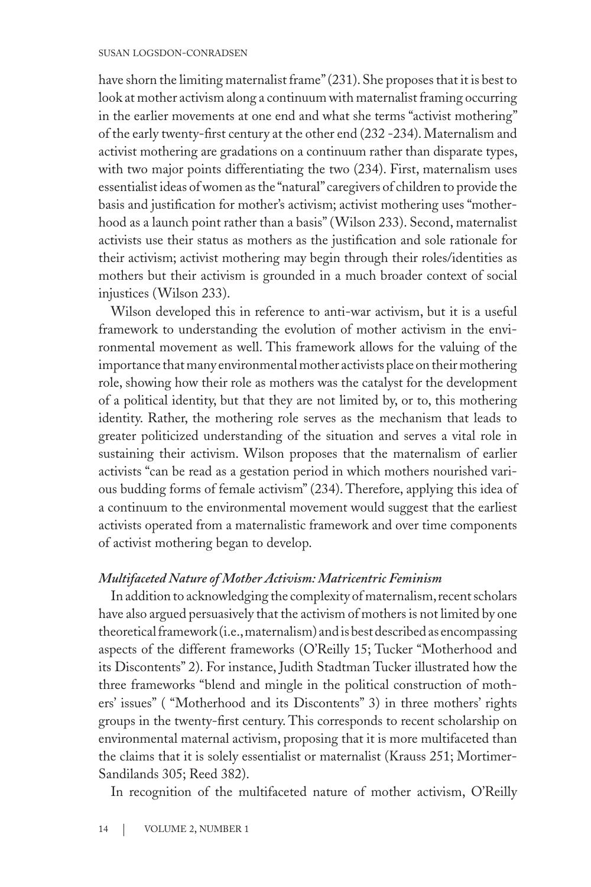have shorn the limiting maternalist frame" (231). She proposes that it is best to look at mother activism along a continuum with maternalist framing occurring in the earlier movements at one end and what she terms "activist mothering" of the early twenty-first century at the other end (232 -234). Maternalism and activist mothering are gradations on a continuum rather than disparate types, with two major points differentiating the two (234). First, maternalism uses essentialist ideas of women as the "natural" caregivers of children to provide the basis and justification for mother's activism; activist mothering uses "motherhood as a launch point rather than a basis" (Wilson 233). Second, maternalist activists use their status as mothers as the justification and sole rationale for their activism; activist mothering may begin through their roles/identities as mothers but their activism is grounded in a much broader context of social injustices (Wilson 233).

Wilson developed this in reference to anti-war activism, but it is a useful framework to understanding the evolution of mother activism in the environmental movement as well. This framework allows for the valuing of the importance that many environmental mother activists place on their mothering role, showing how their role as mothers was the catalyst for the development of a political identity, but that they are not limited by, or to, this mothering identity. Rather, the mothering role serves as the mechanism that leads to greater politicized understanding of the situation and serves a vital role in sustaining their activism. Wilson proposes that the maternalism of earlier activists "can be read as a gestation period in which mothers nourished various budding forms of female activism" (234). Therefore, applying this idea of a continuum to the environmental movement would suggest that the earliest activists operated from a maternalistic framework and over time components of activist mothering began to develop.

### *Multifaceted Nature of Mother Activism: Matricentric Feminism*

In addition to acknowledging the complexity of maternalism, recent scholars have also argued persuasively that the activism of mothers is not limited by one theoretical framework (i.e., maternalism) and is best described as encompassing aspects of the different frameworks (O'Reilly 15; Tucker "Motherhood and its Discontents" 2). For instance, Judith Stadtman Tucker illustrated how the three frameworks "blend and mingle in the political construction of mothers' issues" ( "Motherhood and its Discontents" 3) in three mothers' rights groups in the twenty-first century. This corresponds to recent scholarship on environmental maternal activism, proposing that it is more multifaceted than the claims that it is solely essentialist or maternalist (Krauss 251; Mortimer-Sandilands 305; Reed 382).

In recognition of the multifaceted nature of mother activism, O'Reilly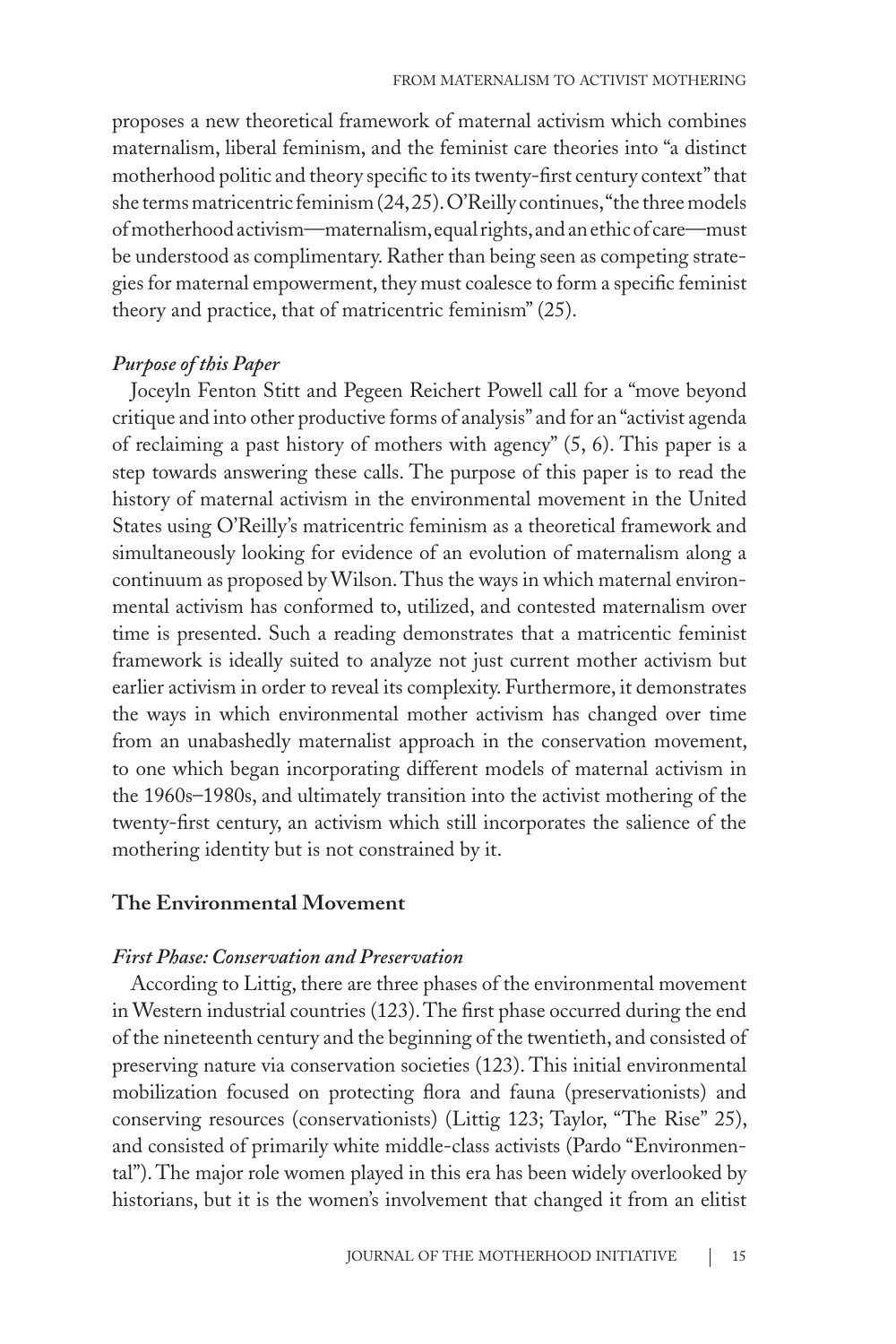proposes a new theoretical framework of maternal activism which combines maternalism, liberal feminism, and the feminist care theories into "a distinct motherhood politic and theory specific to its twenty-first century context" that she terms matricentric feminism (24, 25). O'Reilly continues, "the three models of motherhood activism—maternalism, equal rights, and an ethic of care—must be understood as complimentary. Rather than being seen as competing strategies for maternal empowerment, they must coalesce to form a specific feminist theory and practice, that of matricentric feminism" (25).

### *Purpose of this Paper*

Joceyln Fenton Stitt and Pegeen Reichert Powell call for a "move beyond critique and into other productive forms of analysis" and for an "activist agenda of reclaiming a past history of mothers with agency" (5, 6). This paper is a step towards answering these calls. The purpose of this paper is to read the history of maternal activism in the environmental movement in the United States using O'Reilly's matricentric feminism as a theoretical framework and simultaneously looking for evidence of an evolution of maternalism along a continuum as proposed by Wilson. Thus the ways in which maternal environmental activism has conformed to, utilized, and contested maternalism over time is presented. Such a reading demonstrates that a matricentic feminist framework is ideally suited to analyze not just current mother activism but earlier activism in order to reveal its complexity. Furthermore, it demonstrates the ways in which environmental mother activism has changed over time from an unabashedly maternalist approach in the conservation movement, to one which began incorporating different models of maternal activism in the 1960s–1980s, and ultimately transition into the activist mothering of the twenty-first century, an activism which still incorporates the salience of the mothering identity but is not constrained by it.

## The Environmental Movement

### *First Phase: Conservation and Preservation*

According to Littig, there are three phases of the environmental movement in Western industrial countries (123). The first phase occurred during the end of the nineteenth century and the beginning of the twentieth, and consisted of preserving nature via conservation societies (123). This initial environmental mobilization focused on protecting flora and fauna (preservationists) and conserving resources (conservationists) (Littig 123; Taylor, "The Rise" 25), and consisted of primarily white middle-class activists (Pardo "Environmental"). The major role women played in this era has been widely overlooked by historians, but it is the women's involvement that changed it from an elitist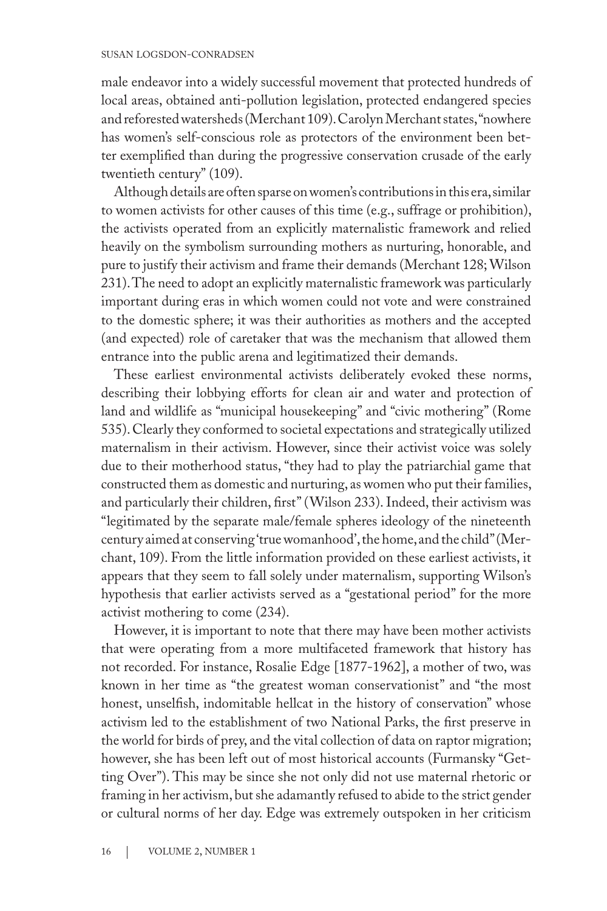male endeavor into a widely successful movement that protected hundreds of local areas, obtained anti-pollution legislation, protected endangered species and reforested watersheds (Merchant 109). Carolyn Merchant states, "nowhere has women's self-conscious role as protectors of the environment been better exemplified than during the progressive conservation crusade of the early twentieth century" (109).

Although details are often sparse on women's contributions in this era, similar to women activists for other causes of this time (e.g., suffrage or prohibition), the activists operated from an explicitly maternalistic framework and relied heavily on the symbolism surrounding mothers as nurturing, honorable, and pure to justify their activism and frame their demands (Merchant 128; Wilson 231). The need to adopt an explicitly maternalistic framework was particularly important during eras in which women could not vote and were constrained to the domestic sphere; it was their authorities as mothers and the accepted (and expected) role of caretaker that was the mechanism that allowed them entrance into the public arena and legitimatized their demands.

These earliest environmental activists deliberately evoked these norms, describing their lobbying efforts for clean air and water and protection of land and wildlife as "municipal housekeeping" and "civic mothering" (Rome 535). Clearly they conformed to societal expectations and strategically utilized maternalism in their activism. However, since their activist voice was solely due to their motherhood status, "they had to play the patriarchial game that constructed them as domestic and nurturing, as women who put their families, and particularly their children, first" (Wilson 233). Indeed, their activism was "legitimated by the separate male/female spheres ideology of the nineteenth century aimed at conserving 'true womanhood', the home, and the child" (Merchant, 109). From the little information provided on these earliest activists, it appears that they seem to fall solely under maternalism, supporting Wilson's hypothesis that earlier activists served as a "gestational period" for the more activist mothering to come (234).

However, it is important to note that there may have been mother activists that were operating from a more multifaceted framework that history has not recorded. For instance, Rosalie Edge [1877-1962], a mother of two, was known in her time as "the greatest woman conservationist" and "the most honest, unselfish, indomitable hellcat in the history of conservation" whose activism led to the establishment of two National Parks, the first preserve in the world for birds of prey, and the vital collection of data on raptor migration; however, she has been left out of most historical accounts (Furmansky "Getting Over"). This may be since she not only did not use maternal rhetoric or framing in her activism, but she adamantly refused to abide to the strict gender or cultural norms of her day. Edge was extremely outspoken in her criticism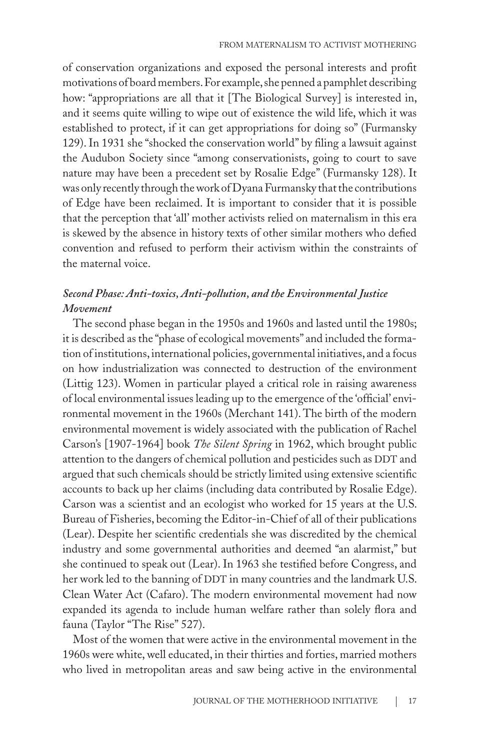of conservation organizations and exposed the personal interests and profit motivations of board members. For example, she penned a pamphlet describing how: "appropriations are all that it [The Biological Survey] is interested in, and it seems quite willing to wipe out of existence the wild life, which it was established to protect, if it can get appropriations for doing so" (Furmansky 129). In 1931 she "shocked the conservation world" by filing a lawsuit against the Audubon Society since "among conservationists, going to court to save nature may have been a precedent set by Rosalie Edge" (Furmansky 128). It was only recently through the work of Dyana Furmansky that the contributions of Edge have been reclaimed. It is important to consider that it is possible that the perception that 'all' mother activists relied on maternalism in this era is skewed by the absence in history texts of other similar mothers who defied convention and refused to perform their activism within the constraints of the maternal voice.

### *Second Phase: Anti-toxics, Anti-pollution, and the Environmental Justice Movement*

The second phase began in the 1950s and 1960s and lasted until the 1980s; it is described as the "phase of ecological movements" and included the formation of institutions, international policies, governmental initiatives, and a focus on how industrialization was connected to destruction of the environment (Littig 123). Women in particular played a critical role in raising awareness of local environmental issues leading up to the emergence of the 'official' environmental movement in the 1960s (Merchant 141). The birth of the modern environmental movement is widely associated with the publication of Rachel Carson's [1907-1964] book *The Silent Spring* in 1962, which brought public attention to the dangers of chemical pollution and pesticides such as DDT and argued that such chemicals should be strictly limited using extensive scientific accounts to back up her claims (including data contributed by Rosalie Edge). Carson was a scientist and an ecologist who worked for 15 years at the U.S. Bureau of Fisheries, becoming the Editor-in-Chief of all of their publications (Lear). Despite her scientific credentials she was discredited by the chemical industry and some governmental authorities and deemed "an alarmist," but she continued to speak out (Lear). In 1963 she testified before Congress, and her work led to the banning of DDT in many countries and the landmark U.S. Clean Water Act (Cafaro). The modern environmental movement had now expanded its agenda to include human welfare rather than solely flora and fauna (Taylor "The Rise" 527).

Most of the women that were active in the environmental movement in the 1960s were white, well educated, in their thirties and forties, married mothers who lived in metropolitan areas and saw being active in the environmental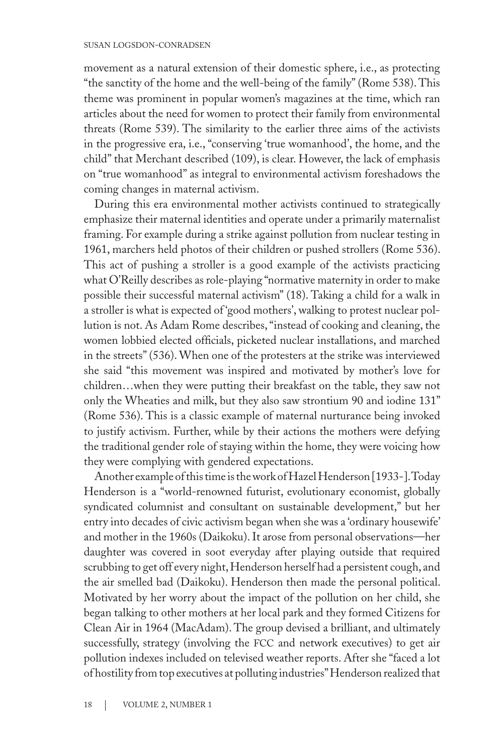movement as a natural extension of their domestic sphere, i.e., as protecting "the sanctity of the home and the well-being of the family" (Rome 538). This theme was prominent in popular women's magazines at the time, which ran articles about the need for women to protect their family from environmental threats (Rome 539). The similarity to the earlier three aims of the activists in the progressive era, i.e., "conserving 'true womanhood', the home, and the child" that Merchant described (109), is clear. However, the lack of emphasis on "true womanhood" as integral to environmental activism foreshadows the coming changes in maternal activism.

During this era environmental mother activists continued to strategically emphasize their maternal identities and operate under a primarily maternalist framing. For example during a strike against pollution from nuclear testing in 1961, marchers held photos of their children or pushed strollers (Rome 536). This act of pushing a stroller is a good example of the activists practicing what O'Reilly describes as role-playing "normative maternity in order to make possible their successful maternal activism" (18). Taking a child for a walk in a stroller is what is expected of 'good mothers', walking to protest nuclear pollution is not. As Adam Rome describes, "instead of cooking and cleaning, the women lobbied elected officials, picketed nuclear installations, and marched in the streets" (536). When one of the protesters at the strike was interviewed she said "this movement was inspired and motivated by mother's love for children…when they were putting their breakfast on the table, they saw not only the Wheaties and milk, but they also saw strontium 90 and iodine 131" (Rome 536). This is a classic example of maternal nurturance being invoked to justify activism. Further, while by their actions the mothers were defying the traditional gender role of staying within the home, they were voicing how they were complying with gendered expectations.

Another example of this time is the work of Hazel Henderson [1933-]. Today Henderson is a "world-renowned futurist, evolutionary economist, globally syndicated columnist and consultant on sustainable development," but her entry into decades of civic activism began when she was a 'ordinary housewife' and mother in the 1960s (Daikoku). It arose from personal observations—her daughter was covered in soot everyday after playing outside that required scrubbing to get off every night, Henderson herself had a persistent cough, and the air smelled bad (Daikoku). Henderson then made the personal political. Motivated by her worry about the impact of the pollution on her child, she began talking to other mothers at her local park and they formed Citizens for Clean Air in 1964 (MacAdam). The group devised a brilliant, and ultimately successfully, strategy (involving the FCC and network executives) to get air pollution indexes included on televised weather reports. After she "faced a lot of hostility from top executives at polluting industries" Henderson realized that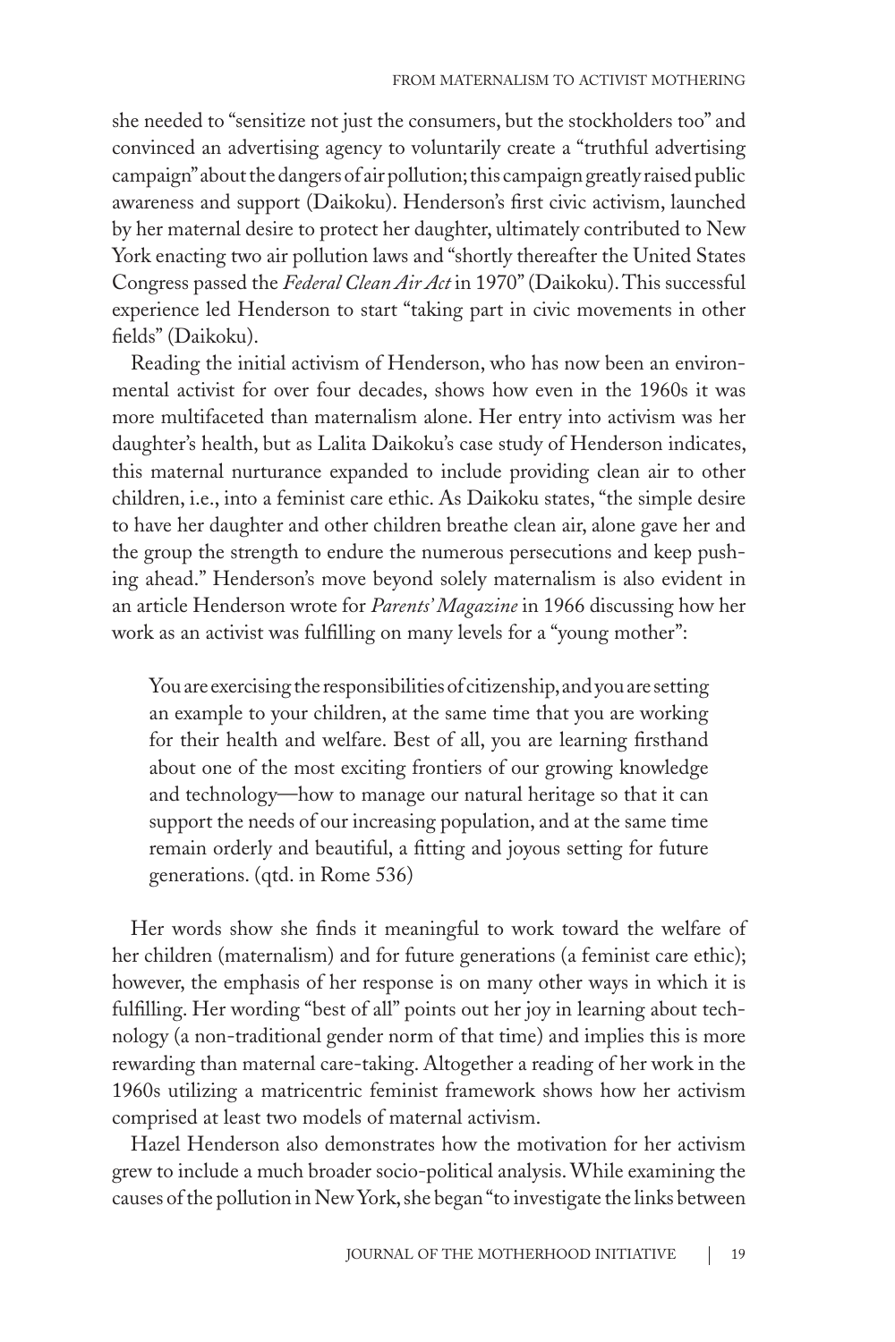she needed to "sensitize not just the consumers, but the stockholders too" and convinced an advertising agency to voluntarily create a "truthful advertising campaign" about the dangers of air pollution; this campaign greatly raised public awareness and support (Daikoku). Henderson's first civic activism, launched by her maternal desire to protect her daughter, ultimately contributed to New York enacting two air pollution laws and "shortly thereafter the United States Congress passed the *Federal Clean Air Act* in 1970" (Daikoku). This successful experience led Henderson to start "taking part in civic movements in other fields" (Daikoku).

Reading the initial activism of Henderson, who has now been an environmental activist for over four decades, shows how even in the 1960s it was more multifaceted than maternalism alone. Her entry into activism was her daughter's health, but as Lalita Daikoku's case study of Henderson indicates, this maternal nurturance expanded to include providing clean air to other children, i.e., into a feminist care ethic. As Daikoku states, "the simple desire to have her daughter and other children breathe clean air, alone gave her and the group the strength to endure the numerous persecutions and keep pushing ahead." Henderson's move beyond solely maternalism is also evident in an article Henderson wrote for *Parents' Magazine* in 1966 discussing how her work as an activist was fulfilling on many levels for a "young mother":

> You are exercising the responsibilities of citizenship, and you are setting an example to your children, at the same time that you are working for their health and welfare. Best of all, you are learning firsthand about one of the most exciting frontiers of our growing knowledge and technology—how to manage our natural heritage so that it can support the needs of our increasing population, and at the same time remain orderly and beautiful, a fitting and joyous setting for future generations. (qtd. in Rome 536)

Her words show she finds it meaningful to work toward the welfare of her children (maternalism) and for future generations (a feminist care ethic); however, the emphasis of her response is on many other ways in which it is fulfilling. Her wording "best of all" points out her joy in learning about technology (a non-traditional gender norm of that time) and implies this is more rewarding than maternal care-taking. Altogether a reading of her work in the 1960s utilizing a matricentric feminist framework shows how her activism comprised at least two models of maternal activism.

Hazel Henderson also demonstrates how the motivation for her activism grew to include a much broader socio-political analysis. While examining the causes of the pollution in New York, she began "to investigate the links between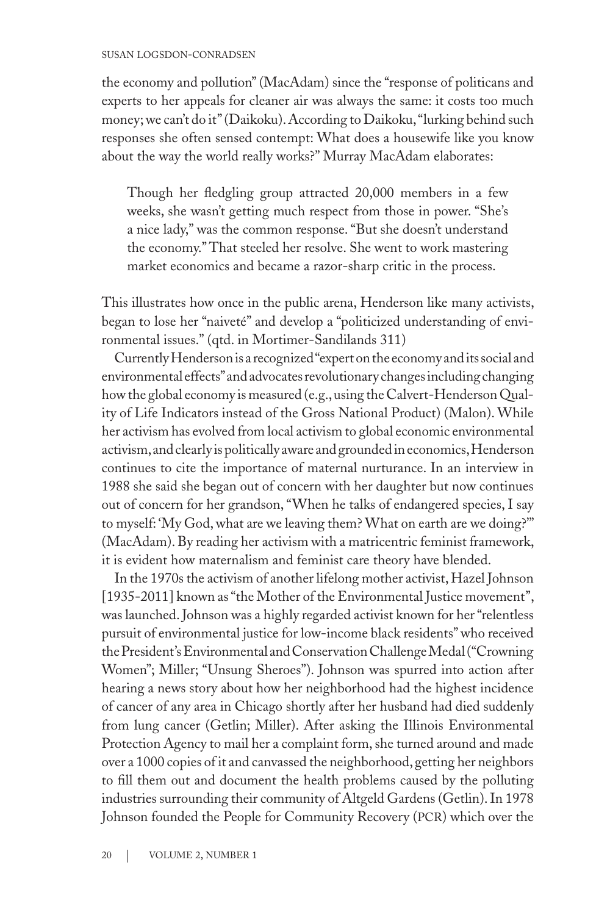the economy and pollution" (MacAdam) since the "response of politicans and experts to her appeals for cleaner air was always the same: it costs too much money; we can't do it" (Daikoku). According to Daikoku, "lurking behind such responses she often sensed contempt: What does a housewife like you know about the way the world really works?" Murray MacAdam elaborates:

> Though her fledgling group attracted 20,000 members in a few weeks, she wasn't getting much respect from those in power. "She's a nice lady," was the common response. "But she doesn't understand the economy." That steeled her resolve. She went to work mastering market economics and became a razor-sharp critic in the process.

This illustrates how once in the public arena, Henderson like many activists, began to lose her "naiveté" and develop a "politicized understanding of environmental issues." (qtd. in Mortimer-Sandilands 311)

Currently Henderson is a recognized "expert on the economy and its social and environmental effects" and advocates revolutionary changes including changing how the global economy is measured (e.g., using the Calvert-Henderson Quality of Life Indicators instead of the Gross National Product) (Malon). While her activism has evolved from local activism to global economic environmental activism, and clearly is politically aware and grounded in economics, Henderson continues to cite the importance of maternal nurturance. In an interview in 1988 she said she began out of concern with her daughter but now continues out of concern for her grandson, "When he talks of endangered species, I say to myself: 'My God, what are we leaving them? What on earth are we doing?'" (MacAdam). By reading her activism with a matricentric feminist framework, it is evident how maternalism and feminist care theory have blended.

In the 1970s the activism of another lifelong mother activist, Hazel Johnson [1935-2011] known as "the Mother of the Environmental Justice movement", was launched. Johnson was a highly regarded activist known for her "relentless pursuit of environmental justice for low-income black residents" who received the President's Environmental and Conservation Challenge Medal ("Crowning Women"; Miller; "Unsung Sheroes"). Johnson was spurred into action after hearing a news story about how her neighborhood had the highest incidence of cancer of any area in Chicago shortly after her husband had died suddenly from lung cancer (Getlin; Miller). After asking the Illinois Environmental Protection Agency to mail her a complaint form, she turned around and made over a 1000 copies of it and canvassed the neighborhood, getting her neighbors to fill them out and document the health problems caused by the polluting industries surrounding their community of Altgeld Gardens (Getlin). In 1978 Johnson founded the People for Community Recovery (PCR) which over the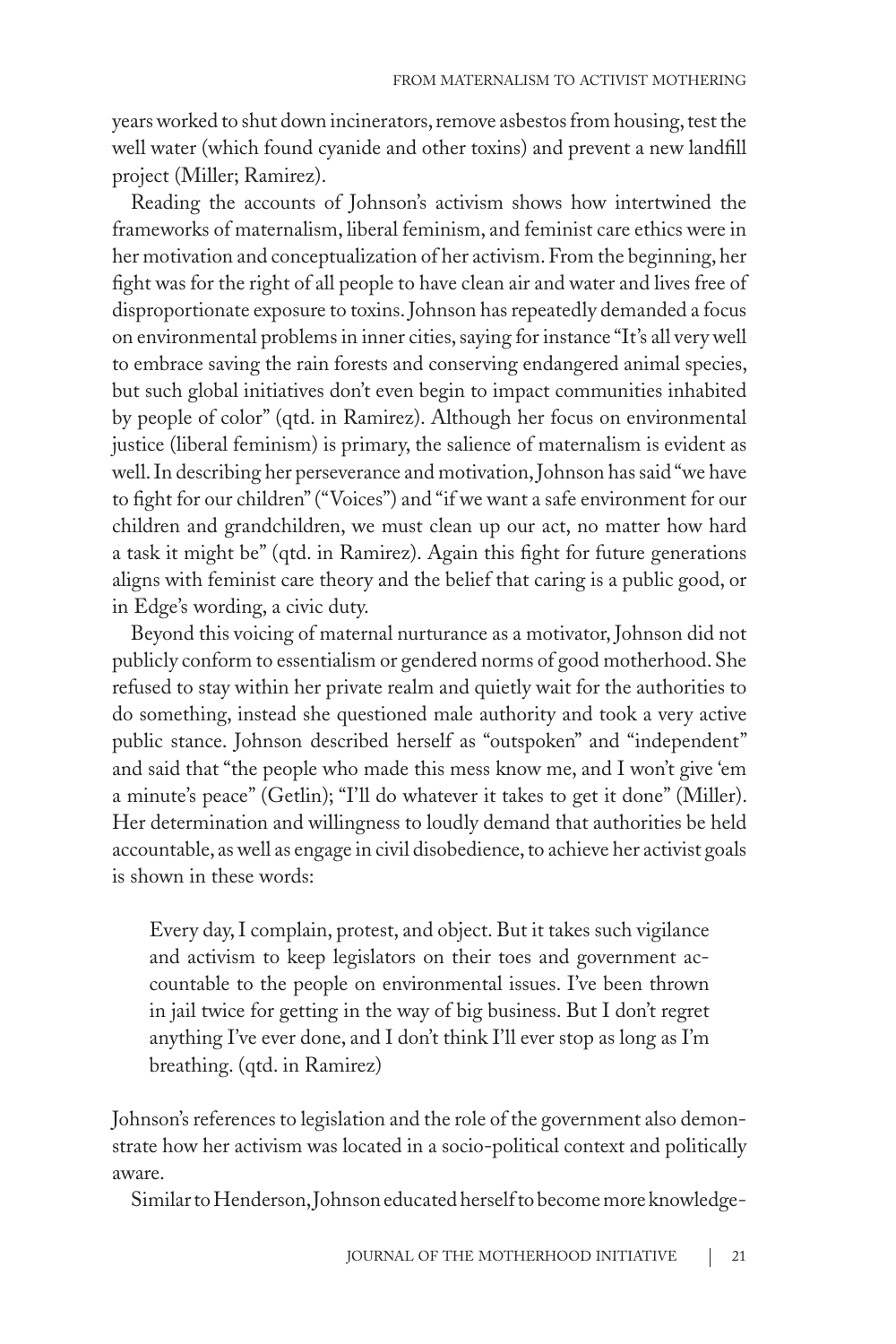years worked to shut down incinerators, remove asbestos from housing, test the well water (which found cyanide and other toxins) and prevent a new landfill project (Miller; Ramirez).

Reading the accounts of Johnson's activism shows how intertwined the frameworks of maternalism, liberal feminism, and feminist care ethics were in her motivation and conceptualization of her activism. From the beginning, her fight was for the right of all people to have clean air and water and lives free of disproportionate exposure to toxins. Johnson has repeatedly demanded a focus on environmental problems in inner cities, saying for instance "It's all very well to embrace saving the rain forests and conserving endangered animal species, but such global initiatives don't even begin to impact communities inhabited by people of color" (qtd. in Ramirez). Although her focus on environmental justice (liberal feminism) is primary, the salience of maternalism is evident as well. In describing her perseverance and motivation, Johnson has said "we have to fight for our children" ("Voices") and "if we want a safe environment for our children and grandchildren, we must clean up our act, no matter how hard a task it might be" (qtd. in Ramirez). Again this fight for future generations aligns with feminist care theory and the belief that caring is a public good, or in Edge's wording, a civic duty.

Beyond this voicing of maternal nurturance as a motivator, Johnson did not publicly conform to essentialism or gendered norms of good motherhood. She refused to stay within her private realm and quietly wait for the authorities to do something, instead she questioned male authority and took a very active public stance. Johnson described herself as "outspoken" and "independent" and said that "the people who made this mess know me, and I won't give 'em a minute's peace" (Getlin); "I'll do whatever it takes to get it done" (Miller). Her determination and willingness to loudly demand that authorities be held accountable, as well as engage in civil disobedience, to achieve her activist goals is shown in these words:

> Every day, I complain, protest, and object. But it takes such vigilance and activism to keep legislators on their toes and government accountable to the people on environmental issues. I've been thrown in jail twice for getting in the way of big business. But I don't regret anything I've ever done, and I don't think I'll ever stop as long as I'm breathing. (qtd. in Ramirez)

Johnson's references to legislation and the role of the government also demonstrate how her activism was located in a socio-political context and politically aware.

Similar to Henderson, Johnson educated herself to become more knowledge-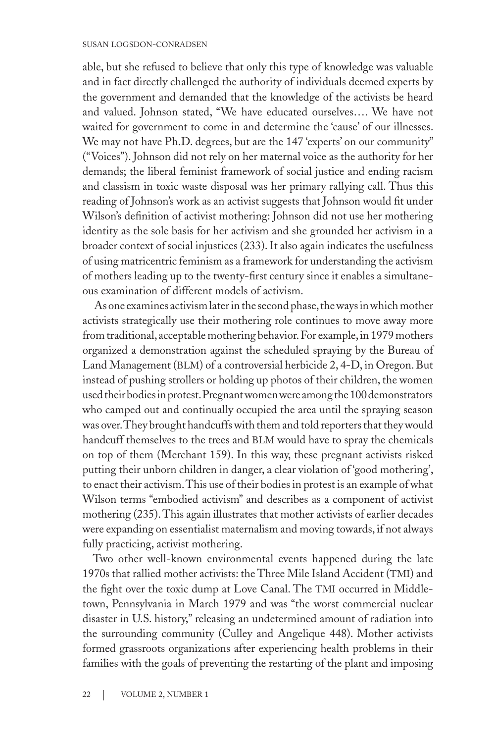able, but she refused to believe that only this type of knowledge was valuable and in fact directly challenged the authority of individuals deemed experts by the government and demanded that the knowledge of the activists be heard and valued. Johnson stated, "We have educated ourselves…. We have not waited for government to come in and determine the 'cause' of our illnesses. We may not have Ph.D. degrees, but are the 147 'experts' on our community" ("Voices"). Johnson did not rely on her maternal voice as the authority for her demands; the liberal feminist framework of social justice and ending racism and classism in toxic waste disposal was her primary rallying call. Thus this reading of Johnson's work as an activist suggests that Johnson would fit under Wilson's definition of activist mothering: Johnson did not use her mothering identity as the sole basis for her activism and she grounded her activism in a broader context of social injustices (233). It also again indicates the usefulness of using matricentric feminism as a framework for understanding the activism of mothers leading up to the twenty-first century since it enables a simultaneous examination of different models of activism.

As one examines activism later in the second phase, the ways in which mother activists strategically use their mothering role continues to move away more from traditional, acceptable mothering behavior. For example, in 1979 mothers organized a demonstration against the scheduled spraying by the Bureau of Land Management (BLM) of a controversial herbicide 2, 4-D, in Oregon. But instead of pushing strollers or holding up photos of their children, the women used their bodies in protest. Pregnant women were among the 100 demonstrators who camped out and continually occupied the area until the spraying season was over. They brought handcuffs with them and told reporters that they would handcuff themselves to the trees and BLM would have to spray the chemicals on top of them (Merchant 159). In this way, these pregnant activists risked putting their unborn children in danger, a clear violation of 'good mothering', to enact their activism. This use of their bodies in protest is an example of what Wilson terms "embodied activism" and describes as a component of activist mothering (235). This again illustrates that mother activists of earlier decades were expanding on essentialist maternalism and moving towards, if not always fully practicing, activist mothering.

Two other well-known environmental events happened during the late 1970s that rallied mother activists: the Three Mile Island Accident (TMI) and the fight over the toxic dump at Love Canal. The TMI occurred in Middletown, Pennsylvania in March 1979 and was "the worst commercial nuclear disaster in U.S. history," releasing an undetermined amount of radiation into the surrounding community (Culley and Angelique 448). Mother activists formed grassroots organizations after experiencing health problems in their families with the goals of preventing the restarting of the plant and imposing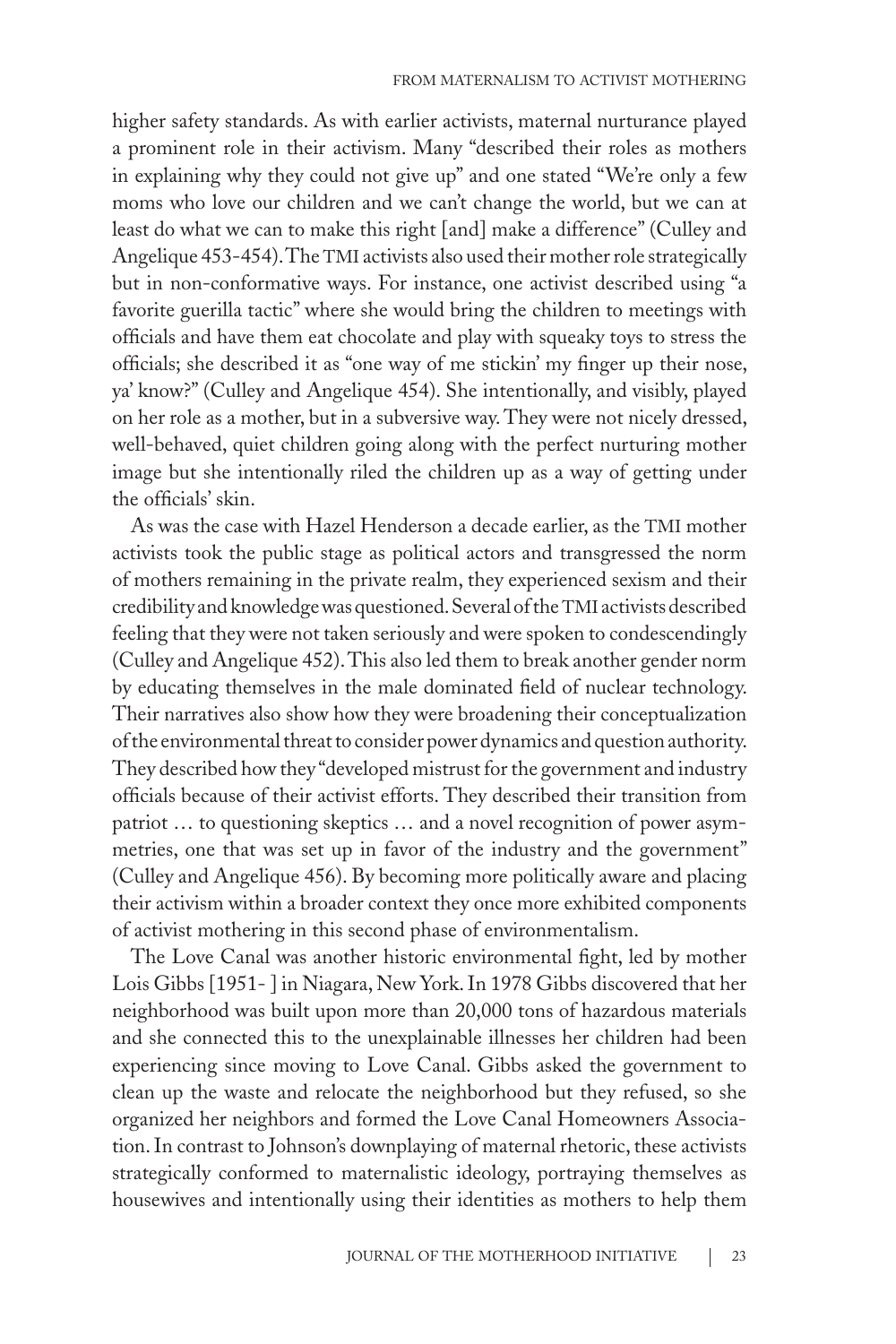higher safety standards. As with earlier activists, maternal nurturance played a prominent role in their activism. Many "described their roles as mothers in explaining why they could not give up" and one stated "We're only a few moms who love our children and we can't change the world, but we can at least do what we can to make this right [and] make a difference" (Culley and Angelique 453-454). The TMI activists also used their mother role strategically but in non-conformative ways. For instance, one activist described using "a favorite guerilla tactic" where she would bring the children to meetings with officials and have them eat chocolate and play with squeaky toys to stress the officials; she described it as "one way of me stickin' my finger up their nose, ya' know?" (Culley and Angelique 454). She intentionally, and visibly, played on her role as a mother, but in a subversive way. They were not nicely dressed, well-behaved, quiet children going along with the perfect nurturing mother image but she intentionally riled the children up as a way of getting under the officials' skin.

As was the case with Hazel Henderson a decade earlier, as the TMI mother activists took the public stage as political actors and transgressed the norm of mothers remaining in the private realm, they experienced sexism and their credibility and knowledge was questioned. Several of the TMI activists described feeling that they were not taken seriously and were spoken to condescendingly (Culley and Angelique 452). This also led them to break another gender norm by educating themselves in the male dominated field of nuclear technology. Their narratives also show how they were broadening their conceptualization of the environmental threat to consider power dynamics and question authority. They described how they "developed mistrust for the government and industry officials because of their activist efforts. They described their transition from patriot … to questioning skeptics … and a novel recognition of power asymmetries, one that was set up in favor of the industry and the government" (Culley and Angelique 456). By becoming more politically aware and placing their activism within a broader context they once more exhibited components of activist mothering in this second phase of environmentalism.

The Love Canal was another historic environmental fight, led by mother Lois Gibbs [1951- ] in Niagara, New York. In 1978 Gibbs discovered that her neighborhood was built upon more than 20,000 tons of hazardous materials and she connected this to the unexplainable illnesses her children had been experiencing since moving to Love Canal. Gibbs asked the government to clean up the waste and relocate the neighborhood but they refused, so she organized her neighbors and formed the Love Canal Homeowners Association. In contrast to Johnson's downplaying of maternal rhetoric, these activists strategically conformed to maternalistic ideology, portraying themselves as housewives and intentionally using their identities as mothers to help them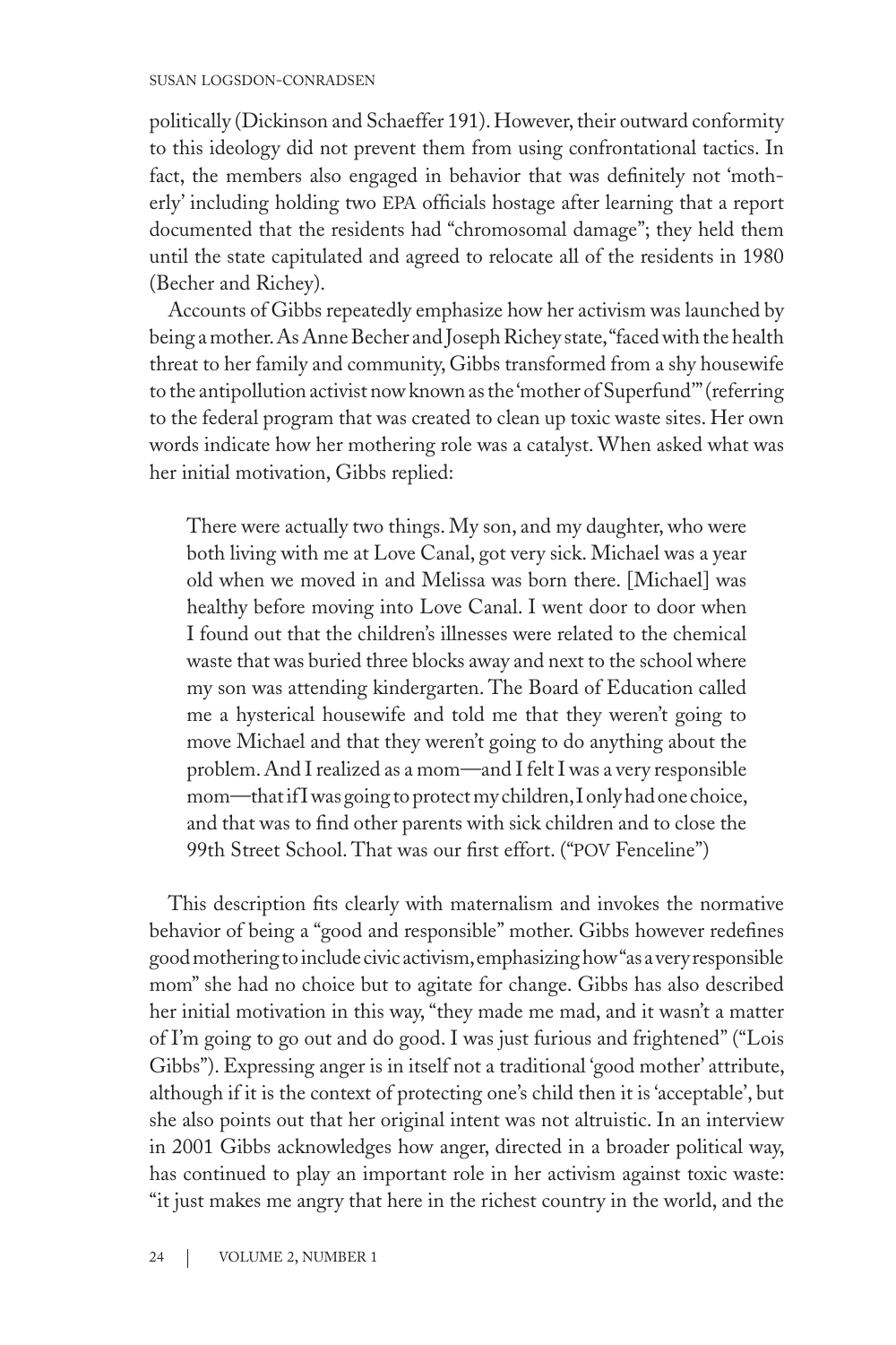politically (Dickinson and Schaeffer 191). However, their outward conformity to this ideology did not prevent them from using confrontational tactics. In fact, the members also engaged in behavior that was definitely not 'motherly' including holding two EPA officials hostage after learning that a report documented that the residents had "chromosomal damage"; they held them until the state capitulated and agreed to relocate all of the residents in 1980 (Becher and Richey).

Accounts of Gibbs repeatedly emphasize how her activism was launched by being a mother. As Anne Becher and Joseph Richey state, "faced with the health threat to her family and community, Gibbs transformed from a shy housewife to the antipollution activist now known as the 'mother of Superfund'" (referring to the federal program that was created to clean up toxic waste sites. Her own words indicate how her mothering role was a catalyst. When asked what was her initial motivation, Gibbs replied:

> There were actually two things. My son, and my daughter, who were both living with me at Love Canal, got very sick. Michael was a year old when we moved in and Melissa was born there. [Michael] was healthy before moving into Love Canal. I went door to door when I found out that the children's illnesses were related to the chemical waste that was buried three blocks away and next to the school where my son was attending kindergarten. The Board of Education called me a hysterical housewife and told me that they weren't going to move Michael and that they weren't going to do anything about the problem. And I realized as a mom—and I felt I was a very responsible mom—that if I was going to protect my children, I only had one choice, and that was to find other parents with sick children and to close the 99th Street School. That was our first effort. ("POV Fenceline")

This description fits clearly with maternalism and invokes the normative behavior of being a "good and responsible" mother. Gibbs however redefines good mothering to include civic activism, emphasizing how "as a very responsible mom" she had no choice but to agitate for change. Gibbs has also described her initial motivation in this way, "they made me mad, and it wasn't a matter of I'm going to go out and do good. I was just furious and frightened" ("Lois Gibbs"). Expressing anger is in itself not a traditional 'good mother' attribute, although if it is the context of protecting one's child then it is 'acceptable', but she also points out that her original intent was not altruistic. In an interview in 2001 Gibbs acknowledges how anger, directed in a broader political way, has continued to play an important role in her activism against toxic waste: "it just makes me angry that here in the richest country in the world, and the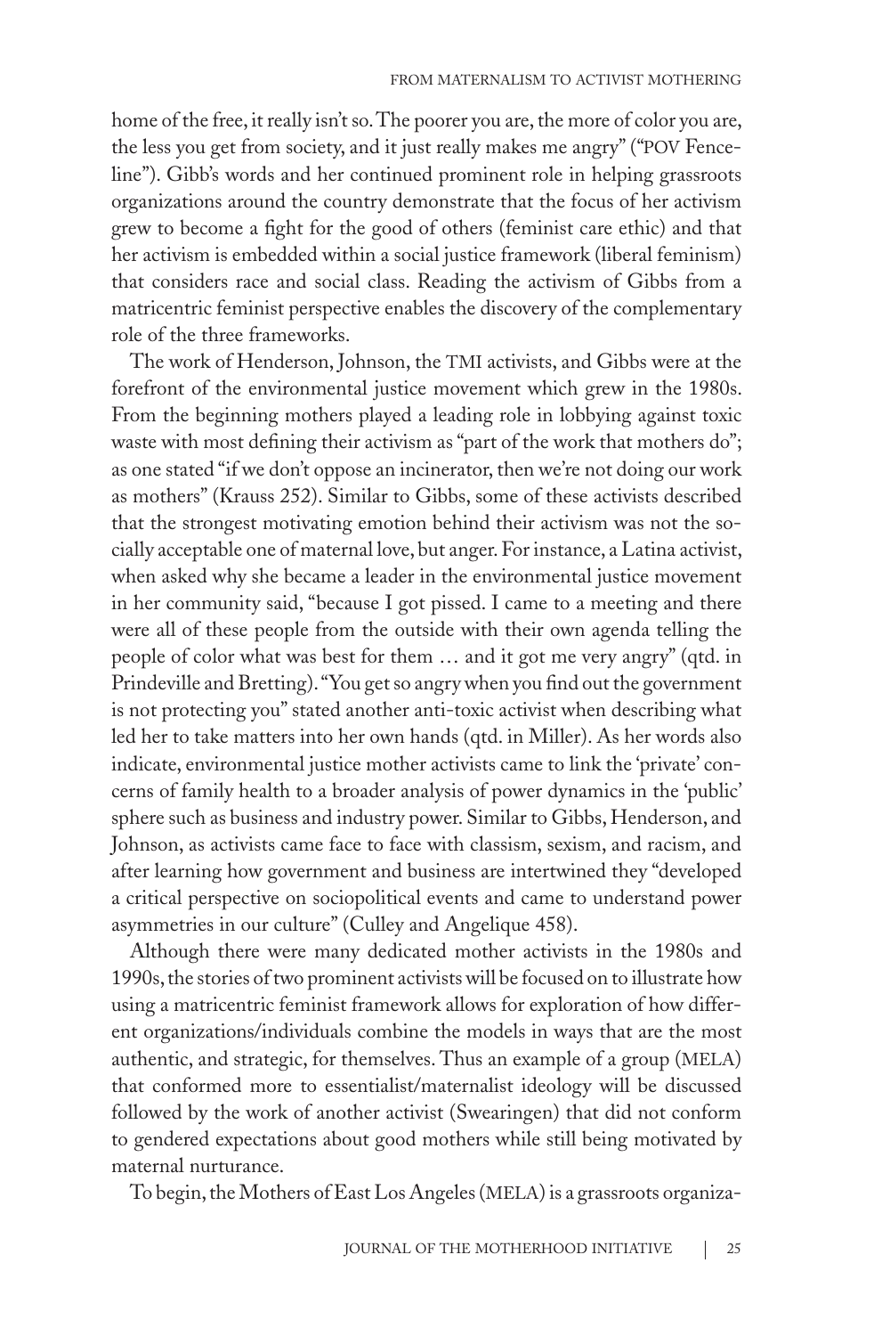home of the free, it really isn't so. The poorer you are, the more of color you are, the less you get from society, and it just really makes me angry" ("POV Fenceline"). Gibb's words and her continued prominent role in helping grassroots organizations around the country demonstrate that the focus of her activism grew to become a fight for the good of others (feminist care ethic) and that her activism is embedded within a social justice framework (liberal feminism) that considers race and social class. Reading the activism of Gibbs from a matricentric feminist perspective enables the discovery of the complementary role of the three frameworks.

The work of Henderson, Johnson, the TMI activists, and Gibbs were at the forefront of the environmental justice movement which grew in the 1980s. From the beginning mothers played a leading role in lobbying against toxic waste with most defining their activism as "part of the work that mothers do"; as one stated "if we don't oppose an incinerator, then we're not doing our work as mothers" (Krauss 252). Similar to Gibbs, some of these activists described that the strongest motivating emotion behind their activism was not the socially acceptable one of maternal love, but anger. For instance, a Latina activist, when asked why she became a leader in the environmental justice movement in her community said, "because I got pissed. I came to a meeting and there were all of these people from the outside with their own agenda telling the people of color what was best for them … and it got me very angry" (qtd. in Prindeville and Bretting). "You get so angry when you find out the government is not protecting you" stated another anti-toxic activist when describing what led her to take matters into her own hands (qtd. in Miller). As her words also indicate, environmental justice mother activists came to link the 'private' concerns of family health to a broader analysis of power dynamics in the 'public' sphere such as business and industry power. Similar to Gibbs, Henderson, and Johnson, as activists came face to face with classism, sexism, and racism, and after learning how government and business are intertwined they "developed a critical perspective on sociopolitical events and came to understand power asymmetries in our culture" (Culley and Angelique 458).

Although there were many dedicated mother activists in the 1980s and 1990s, the stories of two prominent activists will be focused on to illustrate how using a matricentric feminist framework allows for exploration of how different organizations/individuals combine the models in ways that are the most authentic, and strategic, for themselves. Thus an example of a group (MELA) that conformed more to essentialist/maternalist ideology will be discussed followed by the work of another activist (Swearingen) that did not conform to gendered expectations about good mothers while still being motivated by maternal nurturance.

To begin, the Mothers of East Los Angeles (MELA) is a grassroots organiza-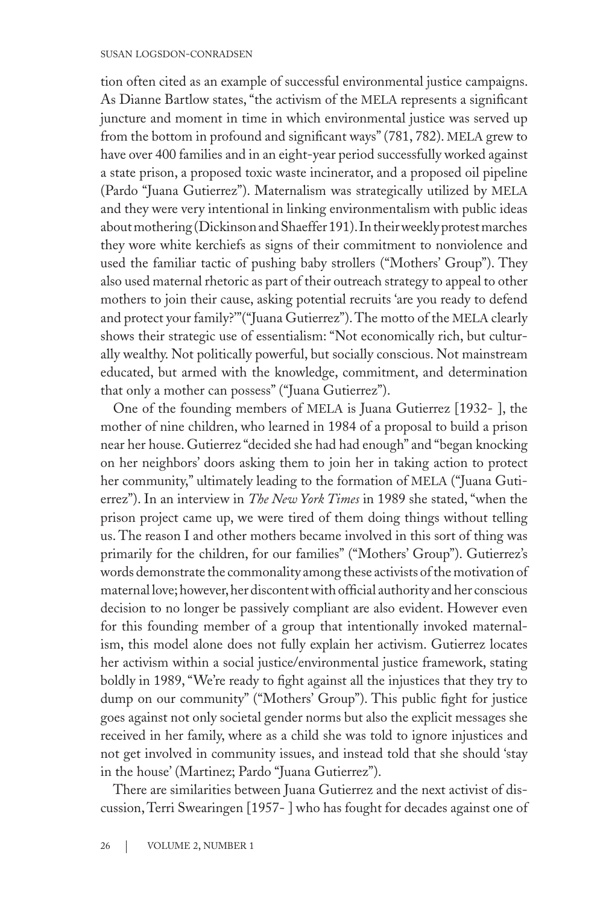tion often cited as an example of successful environmental justice campaigns. As Dianne Bartlow states, "the activism of the MELA represents a significant juncture and moment in time in which environmental justice was served up from the bottom in profound and significant ways" (781, 782). MELA grew to have over 400 families and in an eight-year period successfully worked against a state prison, a proposed toxic waste incinerator, and a proposed oil pipeline (Pardo "Juana Gutierrez"). Maternalism was strategically utilized by MELA and they were very intentional in linking environmentalism with public ideas about mothering (Dickinson and Shaeffer 191). In their weekly protest marches they wore white kerchiefs as signs of their commitment to nonviolence and used the familiar tactic of pushing baby strollers ("Mothers' Group"). They also used maternal rhetoric as part of their outreach strategy to appeal to other mothers to join their cause, asking potential recruits 'are you ready to defend and protect your family?'" ("Juana Gutierrez"). The motto of the MELA clearly shows their strategic use of essentialism: "Not economically rich, but culturally wealthy. Not politically powerful, but socially conscious. Not mainstream educated, but armed with the knowledge, commitment, and determination that only a mother can possess" ("Juana Gutierrez").

One of the founding members of MELA is Juana Gutierrez [1932- ], the mother of nine children, who learned in 1984 of a proposal to build a prison near her house. Gutierrez "decided she had had enough" and "began knocking on her neighbors' doors asking them to join her in taking action to protect her community," ultimately leading to the formation of MELA ("Juana Gutierrez"). In an interview in *The New York Times* in 1989 she stated, "when the prison project came up, we were tired of them doing things without telling us. The reason I and other mothers became involved in this sort of thing was primarily for the children, for our families" ("Mothers' Group"). Gutierrez's words demonstrate the commonality among these activists of the motivation of maternal love; however, her discontent with official authority and her conscious decision to no longer be passively compliant are also evident. However even for this founding member of a group that intentionally invoked maternalism, this model alone does not fully explain her activism. Gutierrez locates her activism within a social justice/environmental justice framework, stating boldly in 1989, "We're ready to fight against all the injustices that they try to dump on our community" ("Mothers' Group"). This public fight for justice goes against not only societal gender norms but also the explicit messages she received in her family, where as a child she was told to ignore injustices and not get involved in community issues, and instead told that she should 'stay in the house' (Martinez; Pardo "Juana Gutierrez").

There are similarities between Juana Gutierrez and the next activist of discussion, Terri Swearingen [1957- ] who has fought for decades against one of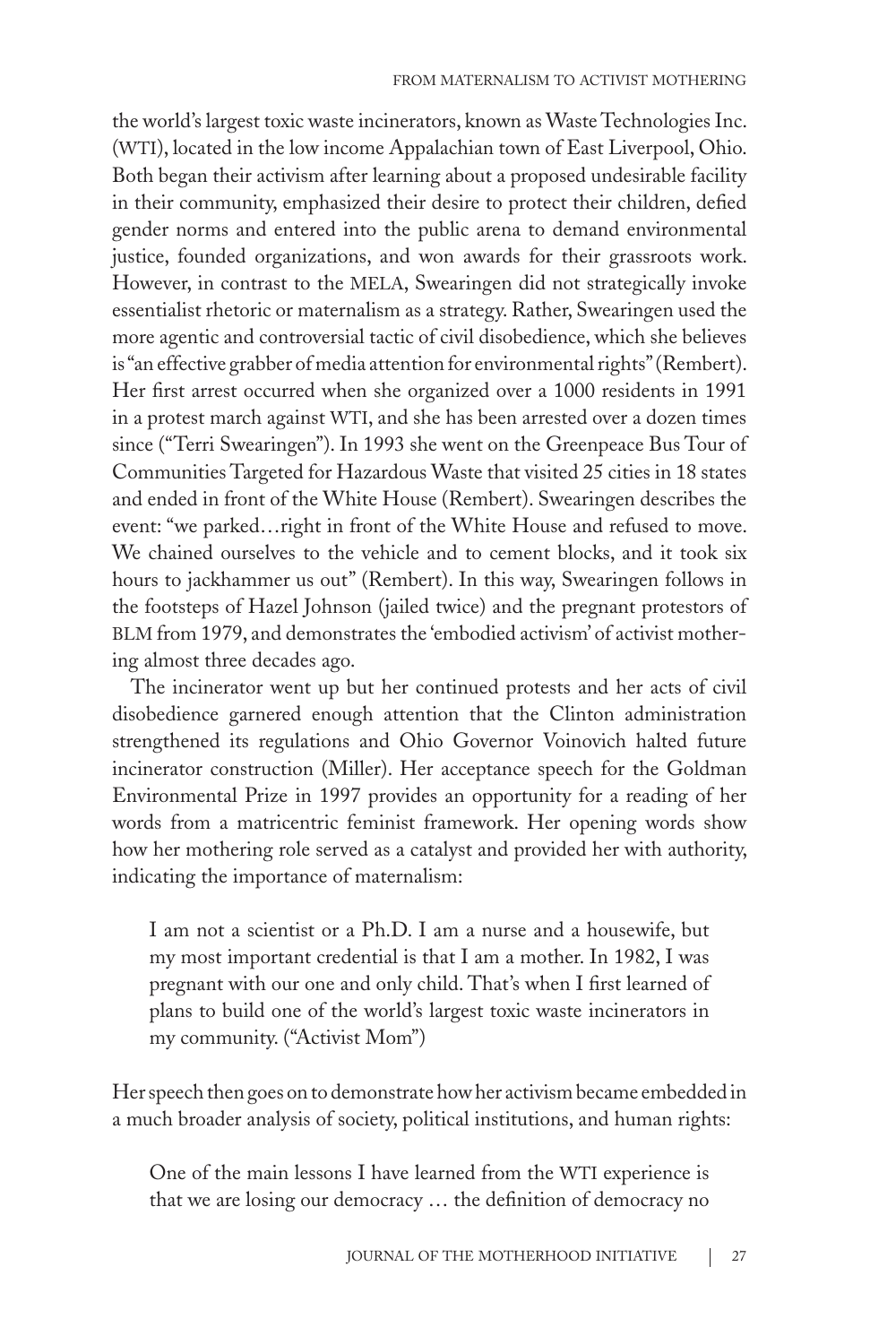the world's largest toxic waste incinerators, known as Waste Technologies Inc. (WTI), located in the low income Appalachian town of East Liverpool, Ohio. Both began their activism after learning about a proposed undesirable facility in their community, emphasized their desire to protect their children, defied gender norms and entered into the public arena to demand environmental justice, founded organizations, and won awards for their grassroots work. However, in contrast to the MELA, Swearingen did not strategically invoke essentialist rhetoric or maternalism as a strategy. Rather, Swearingen used the more agentic and controversial tactic of civil disobedience, which she believes is "an effective grabber of media attention for environmental rights" (Rembert). Her first arrest occurred when she organized over a 1000 residents in 1991 in a protest march against WTI, and she has been arrested over a dozen times since ("Terri Swearingen"). In 1993 she went on the Greenpeace Bus Tour of Communities Targeted for Hazardous Waste that visited 25 cities in 18 states and ended in front of the White House (Rembert). Swearingen describes the event: "we parked…right in front of the White House and refused to move. We chained ourselves to the vehicle and to cement blocks, and it took six hours to jackhammer us out" (Rembert). In this way, Swearingen follows in the footsteps of Hazel Johnson (jailed twice) and the pregnant protestors of BLM from 1979, and demonstrates the 'embodied activism' of activist mothering almost three decades ago.

The incinerator went up but her continued protests and her acts of civil disobedience garnered enough attention that the Clinton administration strengthened its regulations and Ohio Governor Voinovich halted future incinerator construction (Miller). Her acceptance speech for the Goldman Environmental Prize in 1997 provides an opportunity for a reading of her words from a matricentric feminist framework. Her opening words show how her mothering role served as a catalyst and provided her with authority, indicating the importance of maternalism:

> I am not a scientist or a Ph.D. I am a nurse and a housewife, but my most important credential is that I am a mother. In 1982, I was pregnant with our one and only child. That's when I first learned of plans to build one of the world's largest toxic waste incinerators in my community. ("Activist Mom")

Her speech then goes on to demonstrate how her activism became embedded in a much broader analysis of society, political institutions, and human rights:

> One of the main lessons I have learned from the WTI experience is that we are losing our democracy … the definition of democracy no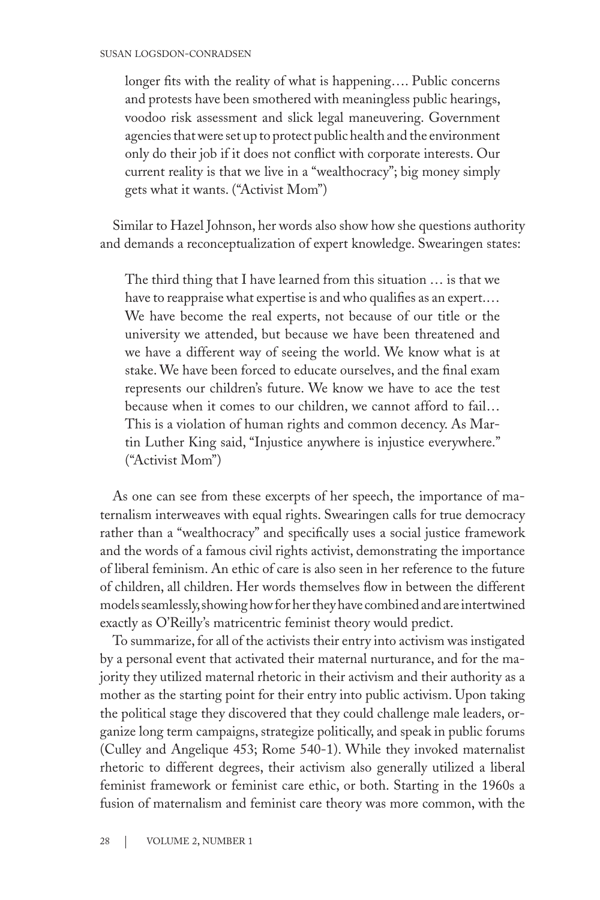> longer fits with the reality of what is happening…. Public concerns and protests have been smothered with meaningless public hearings, voodoo risk assessment and slick legal maneuvering. Government agencies that were set up to protect public health and the environment only do their job if it does not conflict with corporate interests. Our current reality is that we live in a "wealthocracy"; big money simply gets what it wants. ("Activist Mom")

Similar to Hazel Johnson, her words also show how she questions authority and demands a reconceptualization of expert knowledge. Swearingen states:

> The third thing that I have learned from this situation … is that we have to reappraise what expertise is and who qualifies as an expert.… We have become the real experts, not because of our title or the university we attended, but because we have been threatened and we have a different way of seeing the world. We know what is at stake. We have been forced to educate ourselves, and the final exam represents our children's future. We know we have to ace the test because when it comes to our children, we cannot afford to fail… This is a violation of human rights and common decency. As Martin Luther King said, "Injustice anywhere is injustice everywhere." ("Activist Mom")

As one can see from these excerpts of her speech, the importance of maternalism interweaves with equal rights. Swearingen calls for true democracy rather than a "wealthocracy" and specifically uses a social justice framework and the words of a famous civil rights activist, demonstrating the importance of liberal feminism. An ethic of care is also seen in her reference to the future of children, all children. Her words themselves flow in between the different models seamlessly, showing how for her they have combined and are intertwined exactly as O'Reilly's matricentric feminist theory would predict.

To summarize, for all of the activists their entry into activism was instigated by a personal event that activated their maternal nurturance, and for the majority they utilized maternal rhetoric in their activism and their authority as a mother as the starting point for their entry into public activism. Upon taking the political stage they discovered that they could challenge male leaders, organize long term campaigns, strategize politically, and speak in public forums (Culley and Angelique 453; Rome 540-1). While they invoked maternalist rhetoric to different degrees, their activism also generally utilized a liberal feminist framework or feminist care ethic, or both. Starting in the 1960s a fusion of maternalism and feminist care theory was more common, with the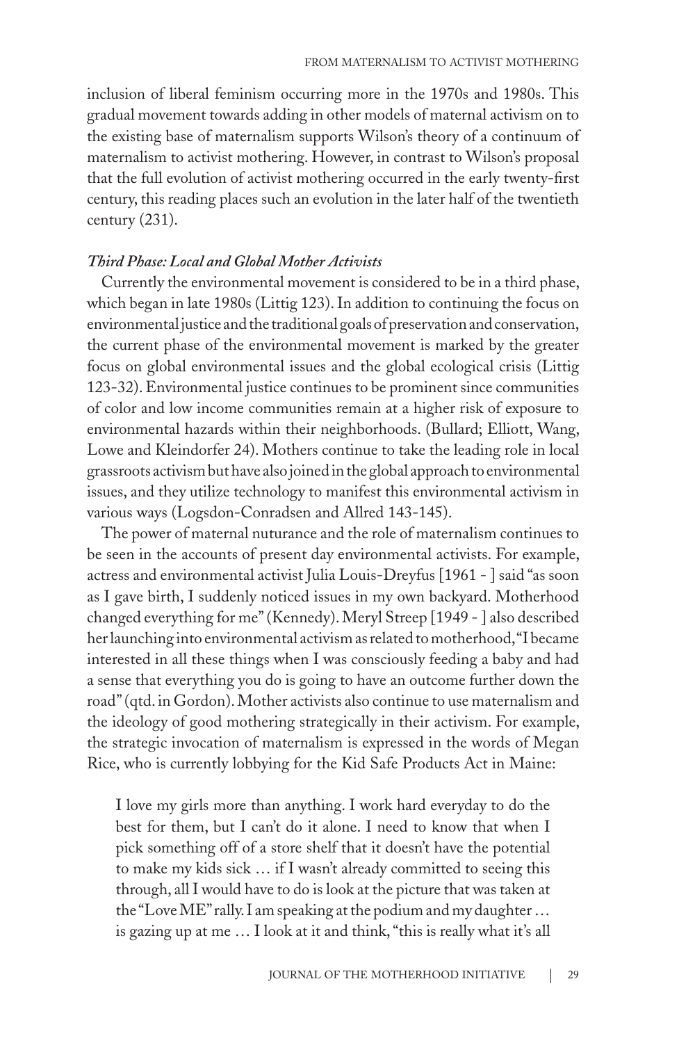inclusion of liberal feminism occurring more in the 1970s and 1980s. This gradual movement towards adding in other models of maternal activism on to the existing base of maternalism supports Wilson's theory of a continuum of maternalism to activist mothering. However, in contrast to Wilson's proposal that the full evolution of activist mothering occurred in the early twenty-first century, this reading places such an evolution in the later half of the twentieth century (231).

### *Third Phase: Local and Global Mother Activists*

Currently the environmental movement is considered to be in a third phase, which began in late 1980s (Littig 123). In addition to continuing the focus on environmental justice and the traditional goals of preservation and conservation, the current phase of the environmental movement is marked by the greater focus on global environmental issues and the global ecological crisis (Littig 123-32). Environmental justice continues to be prominent since communities of color and low income communities remain at a higher risk of exposure to environmental hazards within their neighborhoods. (Bullard; Elliott, Wang, Lowe and Kleindorfer 24). Mothers continue to take the leading role in local grassroots activism but have also joined in the global approach to environmental issues, and they utilize technology to manifest this environmental activism in various ways (Logsdon-Conradsen and Allred 143-145).

The power of maternal nuturance and the role of maternalism continues to be seen in the accounts of present day environmental activists. For example, actress and environmental activist Julia Louis-Dreyfus [1961 - ] said "as soon as I gave birth, I suddenly noticed issues in my own backyard. Motherhood changed everything for me" (Kennedy). Meryl Streep [1949 - ] also described her launching into environmental activism as related to motherhood, "I became interested in all these things when I was consciously feeding a baby and had a sense that everything you do is going to have an outcome further down the road" (qtd. in Gordon). Mother activists also continue to use maternalism and the ideology of good mothering strategically in their activism. For example, the strategic invocation of maternalism is expressed in the words of Megan Rice, who is currently lobbying for the Kid Safe Products Act in Maine:

> I love my girls more than anything. I work hard everyday to do the best for them, but I can't do it alone. I need to know that when I pick something off of a store shelf that it doesn't have the potential to make my kids sick … if I wasn't already committed to seeing this through, all I would have to do is look at the picture that was taken at the "Love ME" rally. I am speaking at the podium and my daughter … is gazing up at me … I look at it and think, "this is really what it's all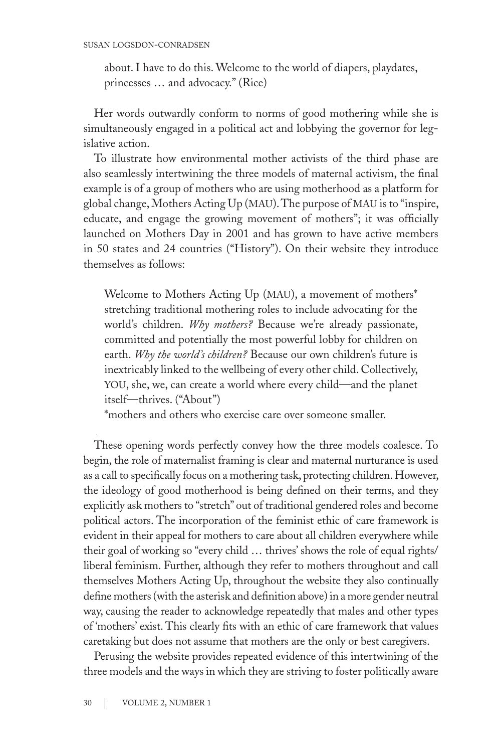> about. I have to do this. Welcome to the world of diapers, playdates, princesses … and advocacy." (Rice)

Her words outwardly conform to norms of good mothering while she is simultaneously engaged in a political act and lobbying the governor for legislative action.

To illustrate how environmental mother activists of the third phase are also seamlessly intertwining the three models of maternal activism, the final example is of a group of mothers who are using motherhood as a platform for global change, Mothers Acting Up (MAU). The purpose of MAU is to "inspire, educate, and engage the growing movement of mothers"; it was officially launched on Mothers Day in 2001 and has grown to have active members in 50 states and 24 countries ("History"). On their website they introduce themselves as follows:

> Welcome to Mothers Acting Up (MAU), a movement of mothers* stretching traditional mothering roles to include advocating for the world's children. *Why mothers?* Because we're already passionate, committed and potentially the most powerful lobby for children on earth. *Why the world's children?* Because our own children's future is inextricably linked to the wellbeing of every other child. Collectively, YOU, she, we, can create a world where every child—and the planet itself—thrives. ("About")
>
> *mothers and others who exercise care over someone smaller.

These opening words perfectly convey how the three models coalesce. To begin, the role of maternalist framing is clear and maternal nurturance is used as a call to specifically focus on a mothering task, protecting children. However, the ideology of good motherhood is being defined on their terms, and they explicitly ask mothers to "stretch" out of traditional gendered roles and become political actors. The incorporation of the feminist ethic of care framework is evident in their appeal for mothers to care about all children everywhere while their goal of working so "every child … thrives' shows the role of equal rights/liberal feminism. Further, although they refer to mothers throughout and call themselves Mothers Acting Up, throughout the website they also continually define mothers (with the asterisk and definition above) in a more gender neutral way, causing the reader to acknowledge repeatedly that males and other types of 'mothers' exist. This clearly fits with an ethic of care framework that values caretaking but does not assume that mothers are the only or best caregivers.

Perusing the website provides repeated evidence of this intertwining of the three models and the ways in which they are striving to foster politically aware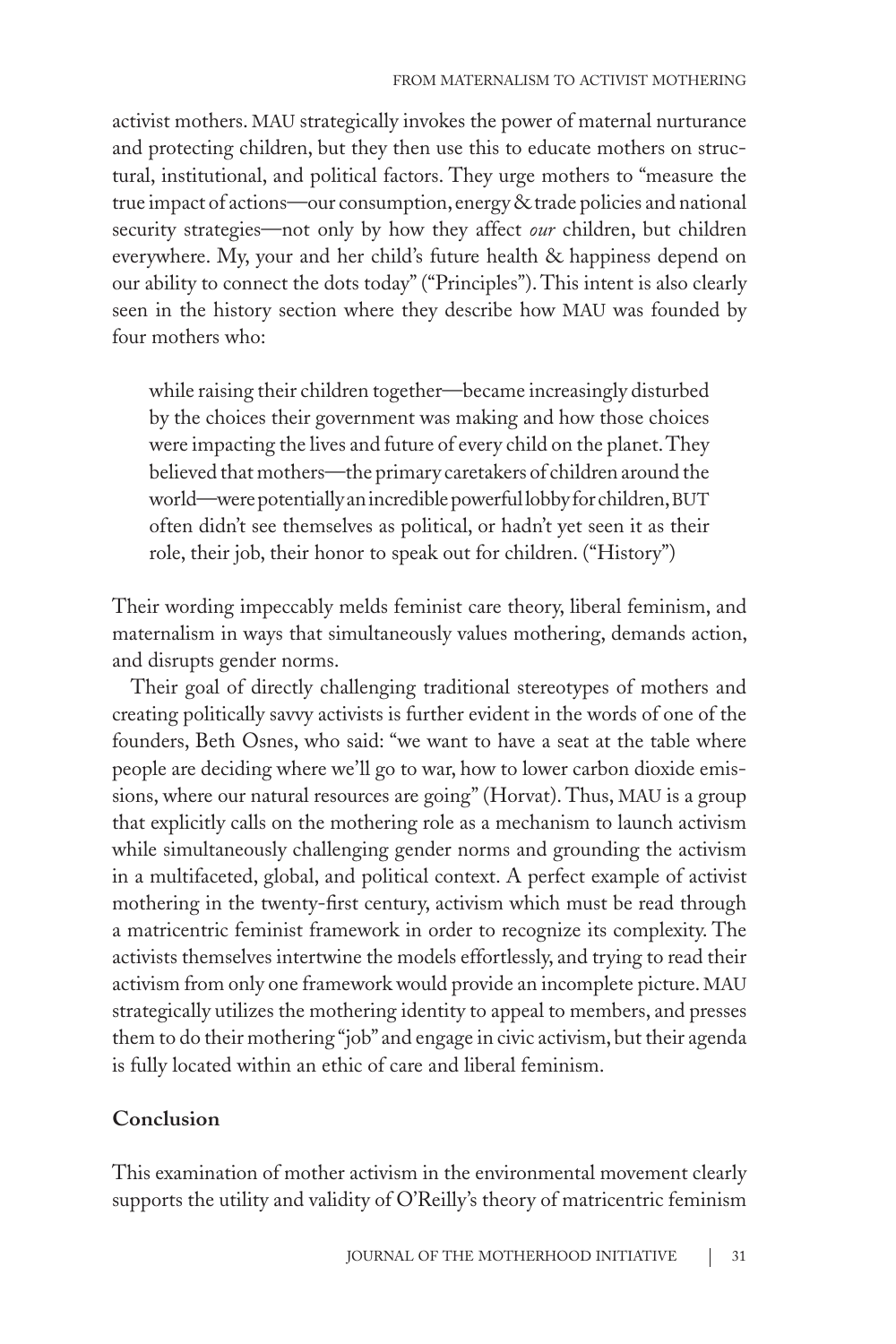activist mothers. MAU strategically invokes the power of maternal nurturance and protecting children, but they then use this to educate mothers on structural, institutional, and political factors. They urge mothers to "measure the true impact of actions—our consumption, energy & trade policies and national security strategies—not only by how they affect *our* children, but children everywhere. My, your and her child's future health & happiness depend on our ability to connect the dots today" ("Principles"). This intent is also clearly seen in the history section where they describe how MAU was founded by four mothers who:

> while raising their children together—became increasingly disturbed by the choices their government was making and how those choices were impacting the lives and future of every child on the planet. They believed that mothers—the primary caretakers of children around the world—were potentially an incredible powerful lobby for children, BUT often didn't see themselves as political, or hadn't yet seen it as their role, their job, their honor to speak out for children. ("History")

Their wording impeccably melds feminist care theory, liberal feminism, and maternalism in ways that simultaneously values mothering, demands action, and disrupts gender norms.

Their goal of directly challenging traditional stereotypes of mothers and creating politically savvy activists is further evident in the words of one of the founders, Beth Osnes, who said: "we want to have a seat at the table where people are deciding where we'll go to war, how to lower carbon dioxide emissions, where our natural resources are going" (Horvat). Thus, MAU is a group that explicitly calls on the mothering role as a mechanism to launch activism while simultaneously challenging gender norms and grounding the activism in a multifaceted, global, and political context. A perfect example of activist mothering in the twenty-first century, activism which must be read through a matricentric feminist framework in order to recognize its complexity. The activists themselves intertwine the models effortlessly, and trying to read their activism from only one framework would provide an incomplete picture. MAU strategically utilizes the mothering identity to appeal to members, and presses them to do their mothering "job" and engage in civic activism, but their agenda is fully located within an ethic of care and liberal feminism.

## Conclusion

This examination of mother activism in the environmental movement clearly supports the utility and validity of O'Reilly's theory of matricentric feminism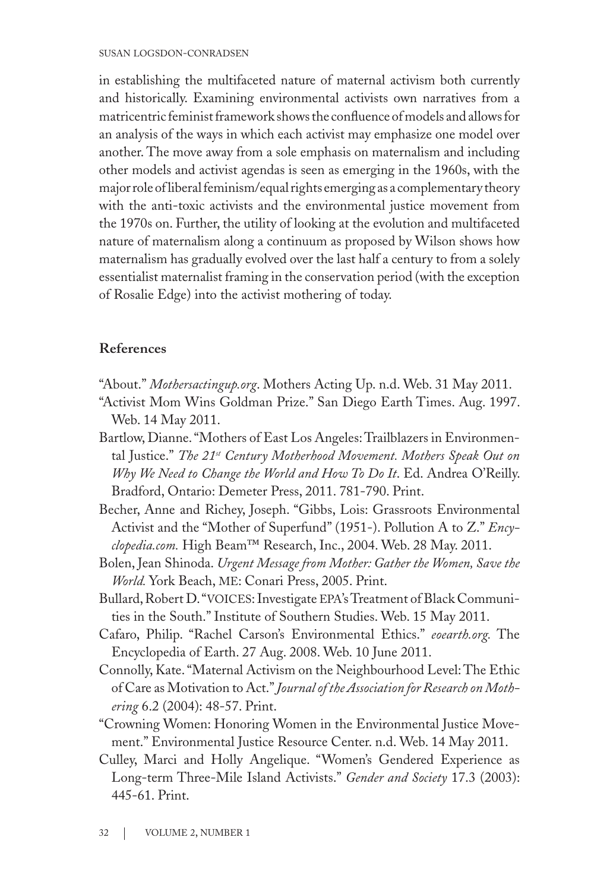in establishing the multifaceted nature of maternal activism both currently and historically. Examining environmental activists own narratives from a matricentric feminist framework shows the confluence of models and allows for an analysis of the ways in which each activist may emphasize one model over another. The move away from a sole emphasis on maternalism and including other models and activist agendas is seen as emerging in the 1960s, with the major role of liberal feminism/equal rights emerging as a complementary theory with the anti-toxic activists and the environmental justice movement from the 1970s on. Further, the utility of looking at the evolution and multifaceted nature of maternalism along a continuum as proposed by Wilson shows how maternalism has gradually evolved over the last half a century to from a solely essentialist maternalist framing in the conservation period (with the exception of Rosalie Edge) into the activist mothering of today.

## References

"About." *Mothersactingup.org*. Mothers Acting Up. n.d. Web. 31 May 2011.

"Activist Mom Wins Goldman Prize." San Diego Earth Times. Aug. 1997. Web. 14 May 2011.

Bartlow, Dianne. "Mothers of East Los Angeles: Trailblazers in Environmental Justice." *The 21st Century Motherhood Movement. Mothers Speak Out on Why We Need to Change the World and How To Do It*. Ed. Andrea O'Reilly. Bradford, Ontario: Demeter Press, 2011. 781-790. Print.

Becher, Anne and Richey, Joseph. "Gibbs, Lois: Grassroots Environmental Activist and the "Mother of Superfund" (1951-). Pollution A to Z." *Encyclopedia.com.* High Beam™ Research, Inc., 2004. Web. 28 May. 2011.

Bolen, Jean Shinoda. *Urgent Message from Mother: Gather the Women, Save the World.* York Beach, ME: Conari Press, 2005. Print.

Bullard, Robert D. "VOICES: Investigate EPA's Treatment of Black Communities in the South." Institute of Southern Studies. Web. 15 May 2011.

Cafaro, Philip. "Rachel Carson's Environmental Ethics." *eoearth.org.* The Encyclopedia of Earth. 27 Aug. 2008. Web. 10 June 2011.

Connolly, Kate. "Maternal Activism on the Neighbourhood Level: The Ethic of Care as Motivation to Act." *Journal of the Association for Research on Mothering* 6.2 (2004): 48-57. Print.

"Crowning Women: Honoring Women in the Environmental Justice Movement." Environmental Justice Resource Center. n.d. Web. 14 May 2011.

Culley, Marci and Holly Angelique. "Women's Gendered Experience as Long-term Three-Mile Island Activists." *Gender and Society* 17.3 (2003): 445-61. Print.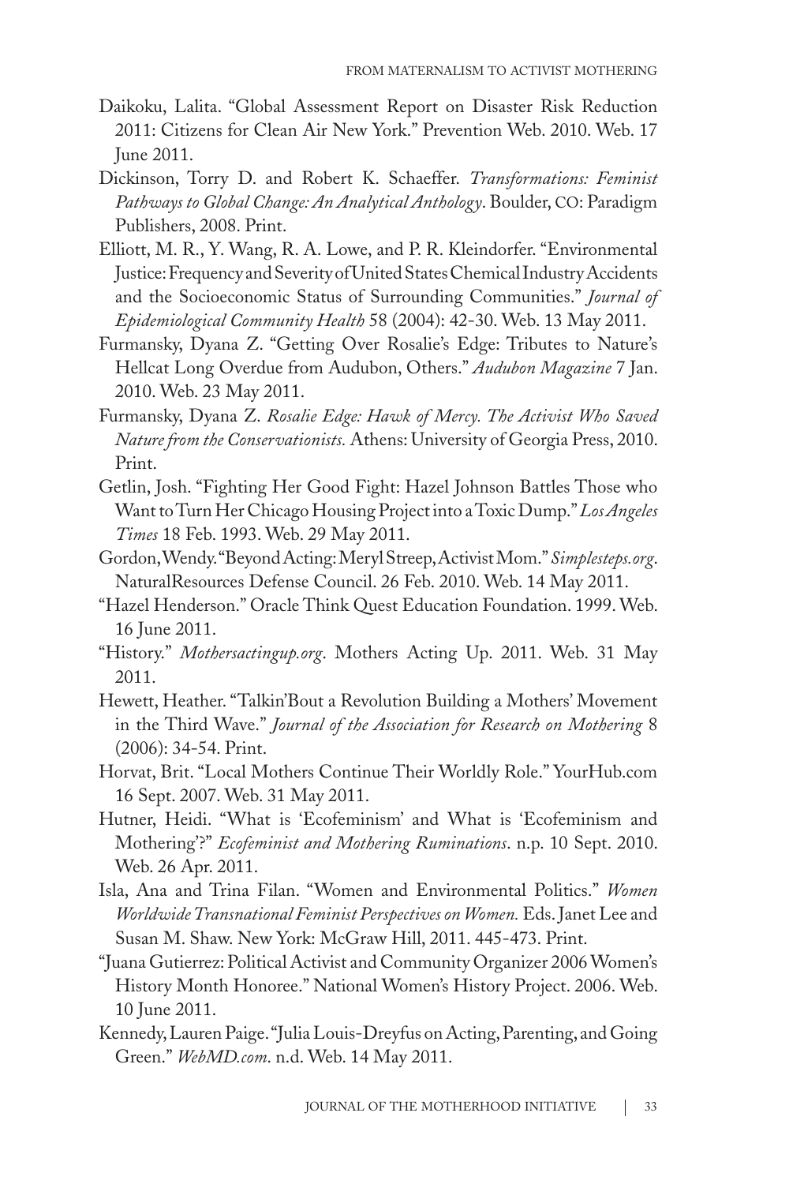Daikoku, Lalita. "Global Assessment Report on Disaster Risk Reduction 2011: Citizens for Clean Air New York." Prevention Web. 2010. Web. 17 June 2011.

Dickinson, Torry D. and Robert K. Schaeffer. *Transformations: Feminist Pathways to Global Change: An Analytical Anthology*. Boulder, CO: Paradigm Publishers, 2008. Print.

Elliott, M. R., Y. Wang, R. A. Lowe, and P. R. Kleindorfer. "Environmental Justice: Frequency and Severity of United States Chemical Industry Accidents and the Socioeconomic Status of Surrounding Communities." *Journal of Epidemiological Community Health* 58 (2004): 42-30. Web. 13 May 2011.

Furmansky, Dyana Z. "Getting Over Rosalie's Edge: Tributes to Nature's Hellcat Long Overdue from Audubon, Others." *Audubon Magazine* 7 Jan. 2010. Web. 23 May 2011.

Furmansky, Dyana Z. *Rosalie Edge: Hawk of Mercy. The Activist Who Saved Nature from the Conservationists.* Athens: University of Georgia Press, 2010. Print.

Getlin, Josh. "Fighting Her Good Fight: Hazel Johnson Battles Those who Want to Turn Her Chicago Housing Project into a Toxic Dump." *Los Angeles Times* 18 Feb. 1993. Web. 29 May 2011.

Gordon, Wendy. "Beyond Acting: Meryl Streep, Activist Mom." *Simplesteps.org*. NaturalResources Defense Council. 26 Feb. 2010. Web. 14 May 2011.

"Hazel Henderson." Oracle Think Quest Education Foundation. 1999. Web. 16 June 2011.

"History." *Mothersactingup.org*. Mothers Acting Up. 2011. Web. 31 May 2011.

Hewett, Heather. "Talkin'Bout a Revolution Building a Mothers' Movement in the Third Wave." *Journal of the Association for Research on Mothering* 8 (2006): 34-54. Print.

Horvat, Brit. "Local Mothers Continue Their Worldly Role." YourHub.com 16 Sept. 2007. Web. 31 May 2011.

Hutner, Heidi. "What is 'Ecofeminism' and What is 'Ecofeminism and Mothering'?" *Ecofeminist and Mothering Ruminations*. n.p. 10 Sept. 2010. Web. 26 Apr. 2011.

Isla, Ana and Trina Filan. "Women and Environmental Politics." *Women Worldwide Transnational Feminist Perspectives on Women.* Eds. Janet Lee and Susan M. Shaw. New York: McGraw Hill, 2011. 445-473. Print.

"Juana Gutierrez: Political Activist and Community Organizer 2006 Women's History Month Honoree." National Women's History Project. 2006. Web. 10 June 2011.

Kennedy, Lauren Paige. "Julia Louis-Dreyfus on Acting, Parenting, and Going Green." *WebMD.com*. n.d. Web. 14 May 2011.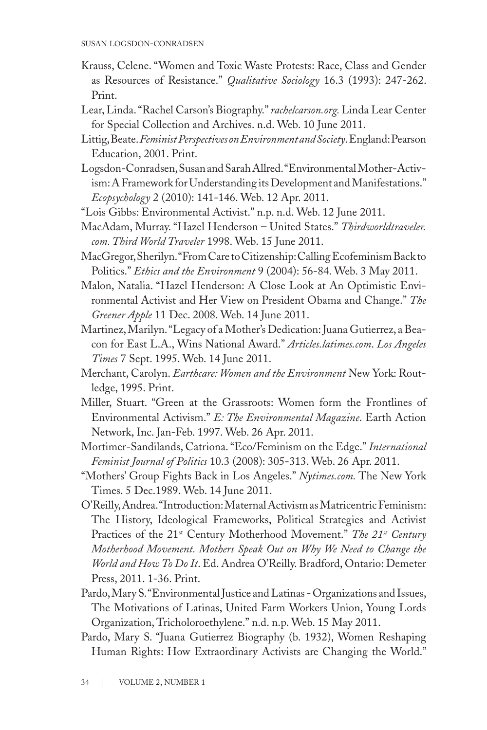Krauss, Celene. "Women and Toxic Waste Protests: Race, Class and Gender as Resources of Resistance." *Qualitative Sociology* 16.3 (1993): 247-262. Print.

Lear, Linda. "Rachel Carson's Biography." *rachelcarson.org.* Linda Lear Center for Special Collection and Archives. n.d. Web. 10 June 2011.

Littig, Beate. *Feminist Perspectives on Environment and Society*. England: Pearson Education, 2001. Print.

Logsdon-Conradsen, Susan and Sarah Allred. "Environmental Mother-Activism: A Framework for Understanding its Development and Manifestations." *Ecopsychology* 2 (2010): 141-146. Web. 12 Apr. 2011.

"Lois Gibbs: Environmental Activist." n.p. n.d. Web. 12 June 2011.

MacAdam, Murray. "Hazel Henderson – United States." *Thirdworldtraveler.com. Third World Traveler* 1998. Web. 15 June 2011.

MacGregor, Sherilyn. "From Care to Citizenship: Calling Ecofeminism Back to Politics." *Ethics and the Environment* 9 (2004): 56-84. Web. 3 May 2011.

Malon, Natalia. "Hazel Henderson: A Close Look at An Optimistic Environmental Activist and Her View on President Obama and Change." *The Greener Apple* 11 Dec. 2008. Web. 14 June 2011.

Martinez, Marilyn. "Legacy of a Mother's Dedication: Juana Gutierrez, a Beacon for East L.A., Wins National Award." *Articles.latimes.com*. *Los Angeles Times* 7 Sept. 1995. Web. 14 June 2011.

Merchant, Carolyn. *Earthcare: Women and the Environment* New York: Routledge, 1995. Print.

Miller, Stuart. "Green at the Grassroots: Women form the Frontlines of Environmental Activism." *E: The Environmental Magazine*. Earth Action Network, Inc. Jan-Feb. 1997. Web. 26 Apr. 2011.

Mortimer-Sandilands, Catriona. "Eco/Feminism on the Edge." *International Feminist Journal of Politics* 10.3 (2008): 305-313. Web. 26 Apr. 2011.

"Mothers' Group Fights Back in Los Angeles." *Nytimes.com.* The New York Times. 5 Dec.1989. Web. 14 June 2011.

O'Reilly, Andrea. "Introduction: Maternal Activism as Matricentric Feminism: The History, Ideological Frameworks, Political Strategies and Activist Practices of the 21st Century Motherhood Movement." *The 21st Century Motherhood Movement. Mothers Speak Out on Why We Need to Change the World and How To Do It*. Ed. Andrea O'Reilly. Bradford, Ontario: Demeter Press, 2011. 1-36. Print.

Pardo, Mary S. "Environmental Justice and Latinas - Organizations and Issues, The Motivations of Latinas, United Farm Workers Union, Young Lords Organization, Tricholoroethylene." n.d. n.p. Web. 15 May 2011.

Pardo, Mary S. "Juana Gutierrez Biography (b. 1932), Women Reshaping Human Rights: How Extraordinary Activists are Changing the World."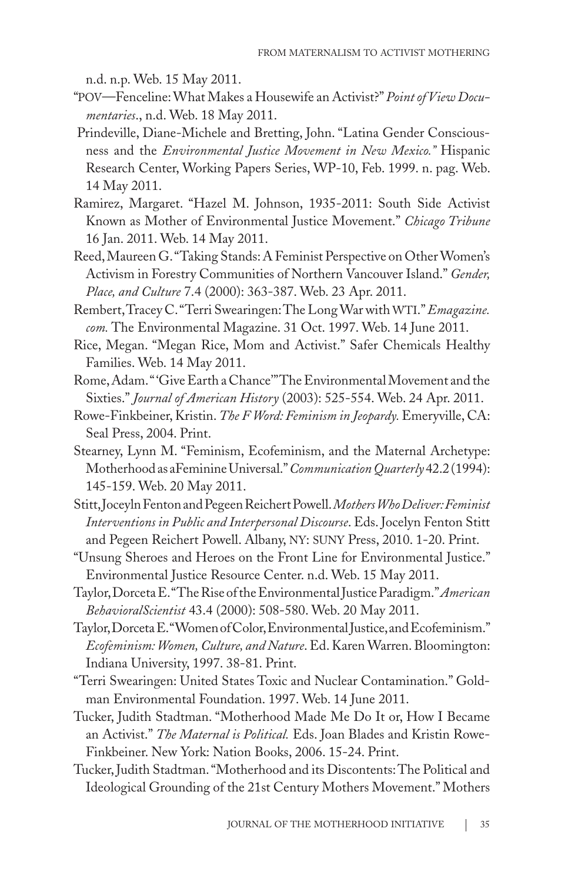n.d. n.p. Web. 15 May 2011.

"POV—Fenceline: What Makes a Housewife an Activist?" *Point of View Documentaries*., n.d. Web. 18 May 2011.

Prindeville, Diane-Michele and Bretting, John. "Latina Gender Consciousness and the *Environmental Justice Movement in New Mexico."* Hispanic Research Center, Working Papers Series, WP-10, Feb. 1999. n. pag. Web. 14 May 2011.

Ramirez, Margaret. "Hazel M. Johnson, 1935-2011: South Side Activist Known as Mother of Environmental Justice Movement." *Chicago Tribune* 16 Jan. 2011. Web. 14 May 2011.

Reed, Maureen G. "Taking Stands: A Feminist Perspective on Other Women's Activism in Forestry Communities of Northern Vancouver Island." *Gender, Place, and Culture* 7.4 (2000): 363-387. Web. 23 Apr. 2011.

Rembert, Tracey C. "Terri Swearingen: The Long War with WTI." *Emagazine.com.* The Environmental Magazine. 31 Oct. 1997. Web. 14 June 2011.

Rice, Megan. "Megan Rice, Mom and Activist." Safer Chemicals Healthy Families. Web. 14 May 2011.

Rome, Adam. "'Give Earth a Chance'" The Environmental Movement and the Sixties." *Journal of American History* (2003): 525-554. Web. 24 Apr. 2011.

Rowe-Finkbeiner, Kristin. *The F Word: Feminism in Jeopardy.* Emeryville, CA: Seal Press, 2004. Print.

Stearney, Lynn M. "Feminism, Ecofeminism, and the Maternal Archetype: Motherhood as aFeminine Universal." *Communication Quarterly* 42.2 (1994): 145-159. Web. 20 May 2011.

Stitt, Joceyln Fenton and Pegeen Reichert Powell. *Mothers Who Deliver: Feminist Interventions in Public and Interpersonal Discourse*. Eds. Jocelyn Fenton Stitt and Pegeen Reichert Powell. Albany, NY: SUNY Press, 2010. 1-20. Print.

"Unsung Sheroes and Heroes on the Front Line for Environmental Justice." Environmental Justice Resource Center. n.d. Web. 15 May 2011.

Taylor, Dorceta E. "The Rise of the Environmental Justice Paradigm." *American BehavioralScientist* 43.4 (2000): 508-580. Web. 20 May 2011.

Taylor, Dorceta E. "Women of Color, Environmental Justice, and Ecofeminism." *Ecofeminism: Women, Culture, and Nature*. Ed. Karen Warren. Bloomington: Indiana University, 1997. 38-81. Print.

"Terri Swearingen: United States Toxic and Nuclear Contamination." Goldman Environmental Foundation. 1997. Web. 14 June 2011.

Tucker, Judith Stadtman. "Motherhood Made Me Do It or, How I Became an Activist." *The Maternal is Political.* Eds. Joan Blades and Kristin Rowe-Finkbeiner. New York: Nation Books, 2006. 15-24. Print.

Tucker, Judith Stadtman. "Motherhood and its Discontents: The Political and Ideological Grounding of the 21st Century Mothers Movement." Mothers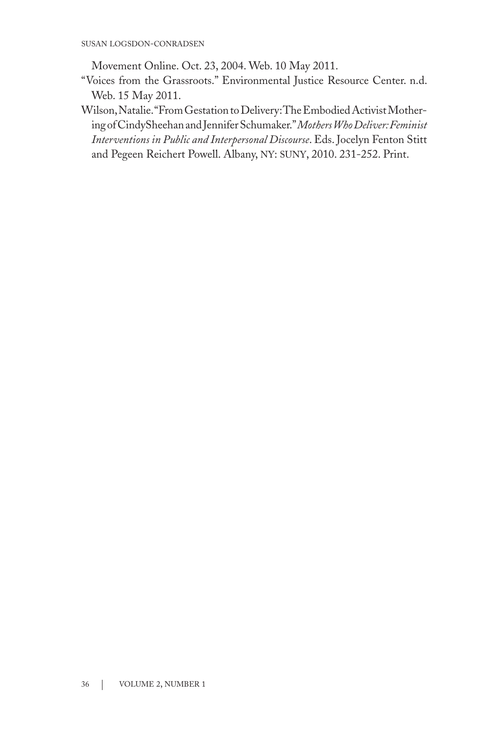Movement Online. Oct. 23, 2004. Web. 10 May 2011.

"Voices from the Grassroots." Environmental Justice Resource Center. n.d. Web. 15 May 2011.

Wilson, Natalie. "From Gestation to Delivery: The Embodied Activist Mothering of CindySheehan and Jennifer Schumaker." *Mothers Who Deliver: Feminist Interventions in Public and Interpersonal Discourse*. Eds. Jocelyn Fenton Stitt and Pegeen Reichert Powell. Albany, NY: SUNY, 2010. 231-252. Print.